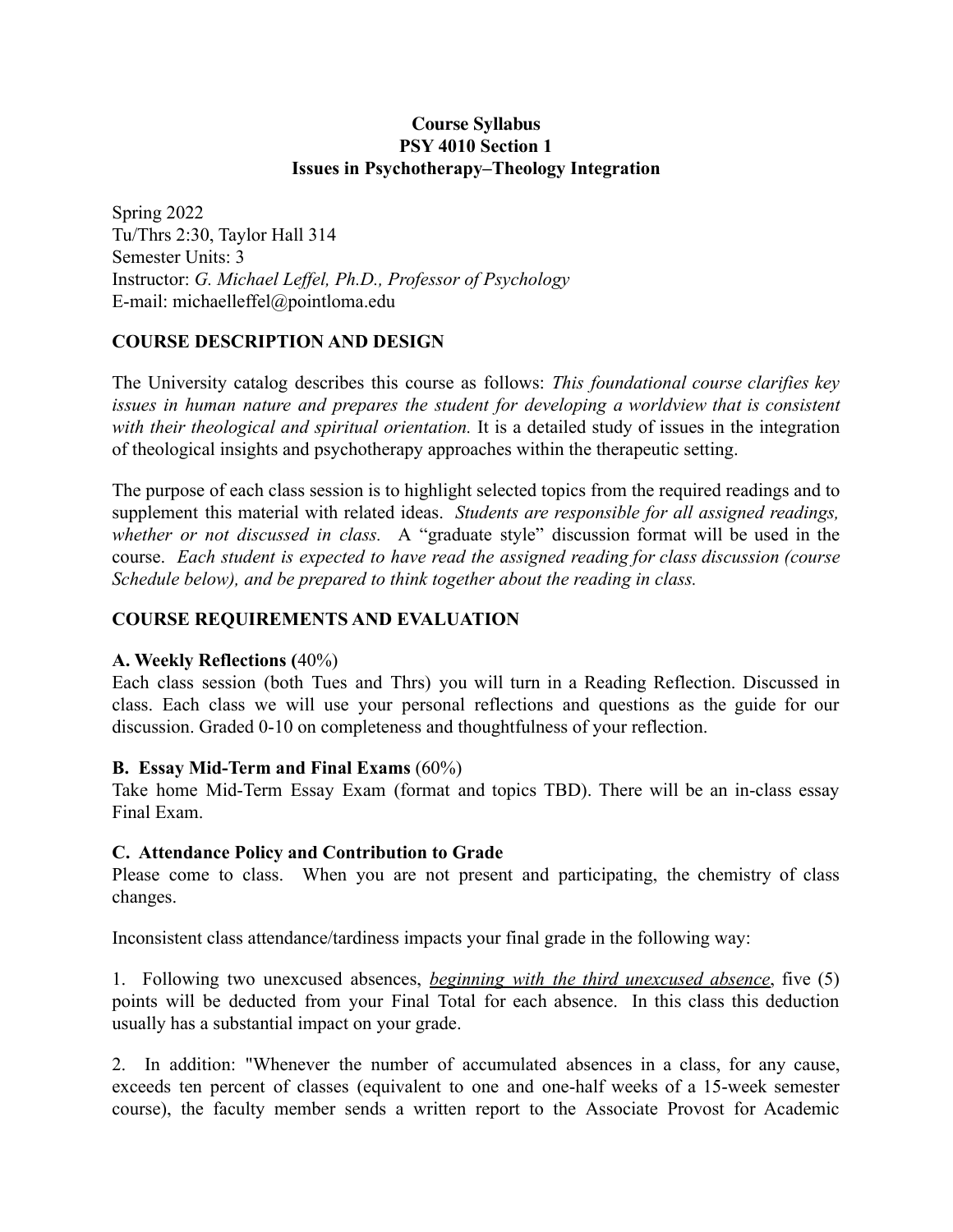**Course Syllabus**
**PSY 4010 Section 1**
**Issues in Psychotherapy–Theology Integration**

Spring 2022
Tu/Thrs 2:30, Taylor Hall 314
Semester Units: 3
Instructor: *G. Michael Leffel, Ph.D., Professor of Psychology*
E-mail: michaelleffel@pointloma.edu

## COURSE DESCRIPTION AND DESIGN

The University catalog describes this course as follows: *This foundational course clarifies key issues in human nature and prepares the student for developing a worldview that is consistent with their theological and spiritual orientation.* It is a detailed study of issues in the integration of theological insights and psychotherapy approaches within the therapeutic setting.

The purpose of each class session is to highlight selected topics from the required readings and to supplement this material with related ideas. *Students are responsible for all assigned readings, whether or not discussed in class.* A "graduate style" discussion format will be used in the course. *Each student is expected to have read the assigned reading for class discussion (course Schedule below), and be prepared to think together about the reading in class.*

## COURSE REQUIREMENTS AND EVALUATION

### A. Weekly Reflections (40%)

Each class session (both Tues and Thrs) you will turn in a Reading Reflection. Discussed in class. Each class we will use your personal reflections and questions as the guide for our discussion. Graded 0-10 on completeness and thoughtfulness of your reflection.

### B. Essay Mid-Term and Final Exams (60%)

Take home Mid-Term Essay Exam (format and topics TBD). There will be an in-class essay Final Exam.

### C. Attendance Policy and Contribution to Grade

Please come to class. When you are not present and participating, the chemistry of class changes.

Inconsistent class attendance/tardiness impacts your final grade in the following way:

1. Following two unexcused absences, *beginning with the third unexcused absence*, five (5) points will be deducted from your Final Total for each absence. In this class this deduction usually has a substantial impact on your grade.

2. In addition: "Whenever the number of accumulated absences in a class, for any cause, exceeds ten percent of classes (equivalent to one and one-half weeks of a 15-week semester course), the faculty member sends a written report to the Associate Provost for Academic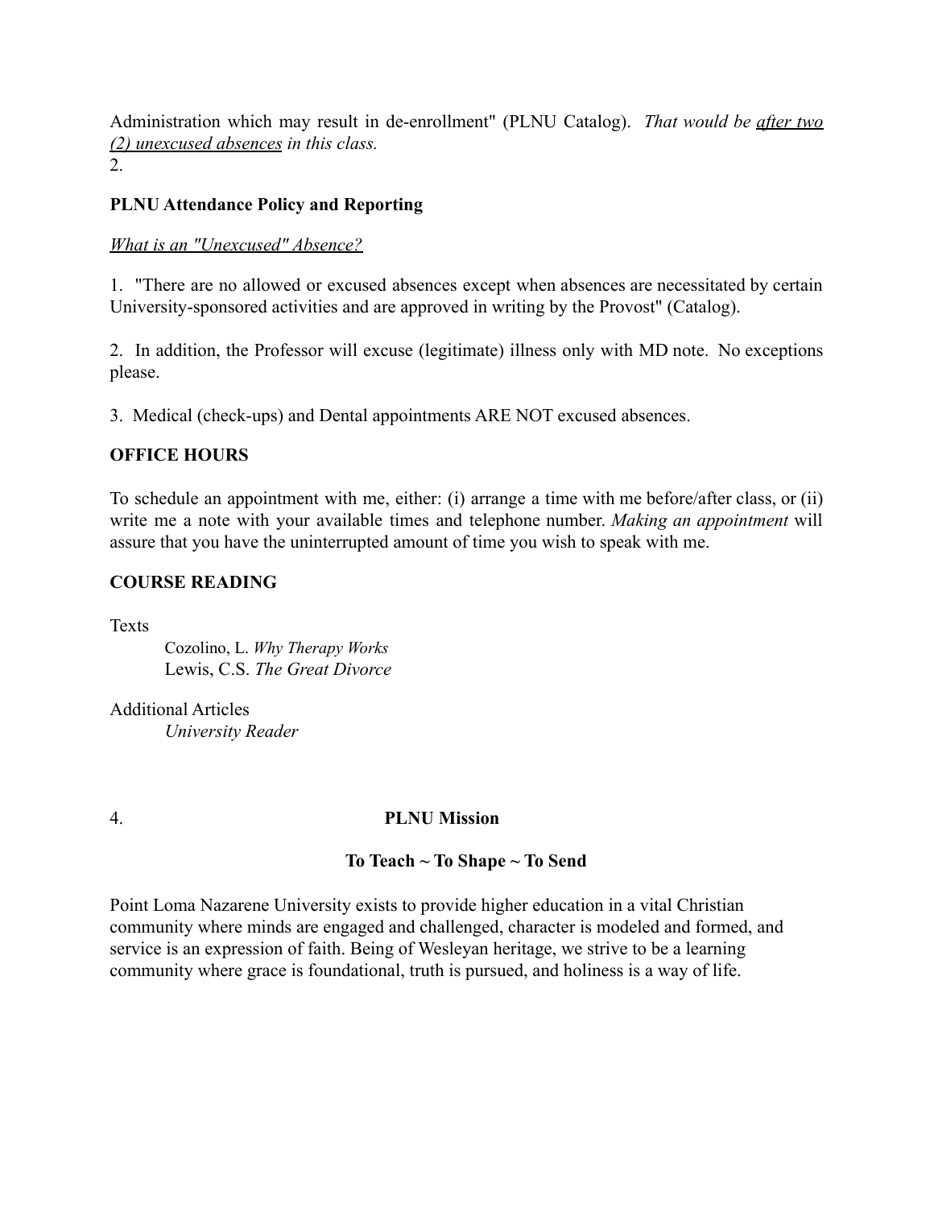Administration which may result in de-enrollment" (PLNU Catalog). *That would be after two (2) unexcused absences in this class.*

2.

**PLNU Attendance Policy and Reporting**

*What is an "Unexcused" Absence?*

1. "There are no allowed or excused absences except when absences are necessitated by certain University-sponsored activities and are approved in writing by the Provost" (Catalog).

2. In addition, the Professor will excuse (legitimate) illness only with MD note. No exceptions please.

3. Medical (check-ups) and Dental appointments ARE NOT excused absences.

**OFFICE HOURS**

To schedule an appointment with me, either: (i) arrange a time with me before/after class, or (ii) write me a note with your available times and telephone number. *Making an appointment* will assure that you have the uninterrupted amount of time you wish to speak with me.

**COURSE READING**

Texts

Cozolino, L. *Why Therapy Works*
Lewis, C.S. *The Great Divorce*

Additional Articles

*University Reader*

4. **PLNU Mission**

**To Teach ~ To Shape ~ To Send**

Point Loma Nazarene University exists to provide higher education in a vital Christian community where minds are engaged and challenged, character is modeled and formed, and service is an expression of faith. Being of Wesleyan heritage, we strive to be a learning community where grace is foundational, truth is pursued, and holiness is a way of life.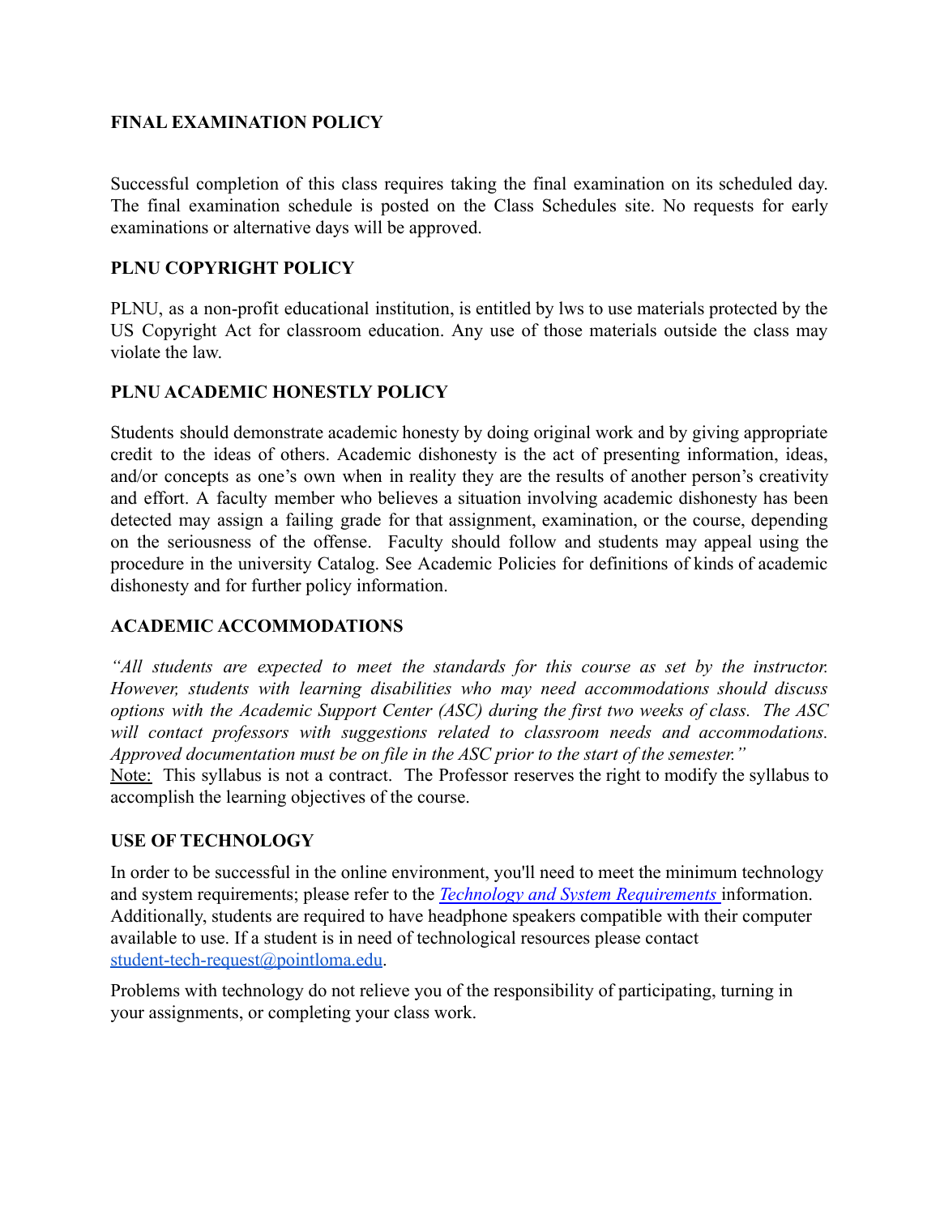**FINAL EXAMINATION POLICY**

Successful completion of this class requires taking the final examination on its scheduled day. The final examination schedule is posted on the Class Schedules site. No requests for early examinations or alternative days will be approved.

**PLNU COPYRIGHT POLICY**

PLNU, as a non-profit educational institution, is entitled by lws to use materials protected by the US Copyright Act for classroom education. Any use of those materials outside the class may violate the law.

**PLNU ACADEMIC HONESTLY POLICY**

Students should demonstrate academic honesty by doing original work and by giving appropriate credit to the ideas of others. Academic dishonesty is the act of presenting information, ideas, and/or concepts as one's own when in reality they are the results of another person's creativity and effort. A faculty member who believes a situation involving academic dishonesty has been detected may assign a failing grade for that assignment, examination, or the course, depending on the seriousness of the offense. Faculty should follow and students may appeal using the procedure in the university Catalog. See Academic Policies for definitions of kinds of academic dishonesty and for further policy information.

**ACADEMIC ACCOMMODATIONS**

*"All students are expected to meet the standards for this course as set by the instructor. However, students with learning disabilities who may need accommodations should discuss options with the Academic Support Center (ASC) during the first two weeks of class. The ASC will contact professors with suggestions related to classroom needs and accommodations. Approved documentation must be on file in the ASC prior to the start of the semester."*

Note: This syllabus is not a contract. The Professor reserves the right to modify the syllabus to accomplish the learning objectives of the course.

**USE OF TECHNOLOGY**

In order to be successful in the online environment, you'll need to meet the minimum technology and system requirements; please refer to the *Technology and System Requirements* information. Additionally, students are required to have headphone speakers compatible with their computer available to use. If a student is in need of technological resources please contact student-tech-request@pointloma.edu.

Problems with technology do not relieve you of the responsibility of participating, turning in your assignments, or completing your class work.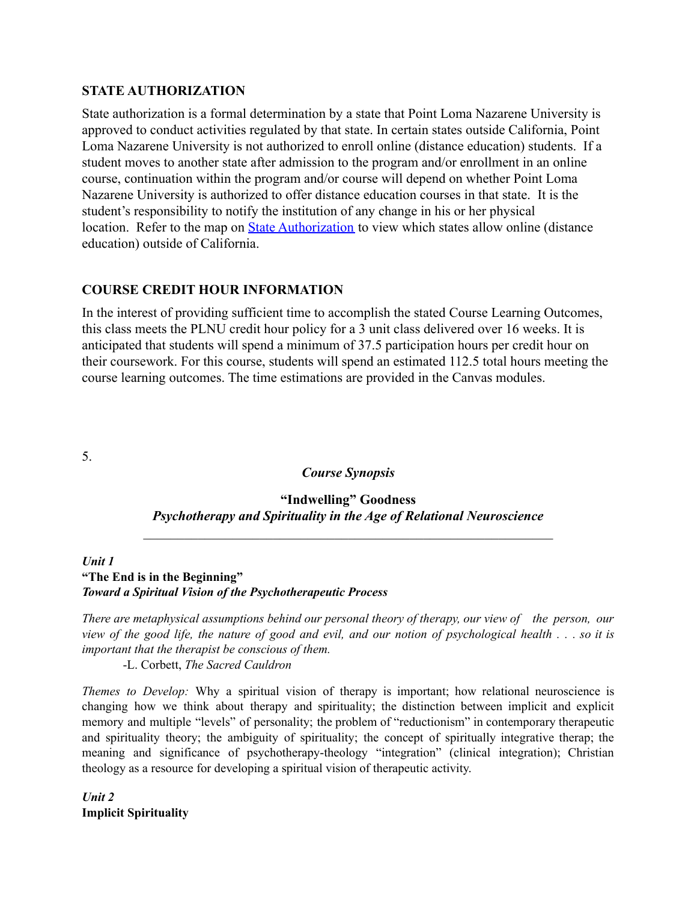## STATE AUTHORIZATION

State authorization is a formal determination by a state that Point Loma Nazarene University is approved to conduct activities regulated by that state. In certain states outside California, Point Loma Nazarene University is not authorized to enroll online (distance education) students. If a student moves to another state after admission to the program and/or enrollment in an online course, continuation within the program and/or course will depend on whether Point Loma Nazarene University is authorized to offer distance education courses in that state. It is the student's responsibility to notify the institution of any change in his or her physical location. Refer to the map on [State Authorization]() to view which states allow online (distance education) outside of California.

## COURSE CREDIT HOUR INFORMATION

In the interest of providing sufficient time to accomplish the stated Course Learning Outcomes, this class meets the PLNU credit hour policy for a 3 unit class delivered over 16 weeks. It is anticipated that students will spend a minimum of 37.5 participation hours per credit hour on their coursework. For this course, students will spend an estimated 112.5 total hours meeting the course learning outcomes. The time estimations are provided in the Canvas modules.

5.

### *Course Synopsis*

**"Indwelling" Goodness**
***Psychotherapy and Spirituality in the Age of Relational Neuroscience***

---

***Unit 1***
**"The End is in the Beginning"**
***Toward a Spiritual Vision of the Psychotherapeutic Process***

*There are metaphysical assumptions behind our personal theory of therapy, our view of the person, our view of the good life, the nature of good and evil, and our notion of psychological health . . . so it is important that the therapist be conscious of them.*

-L. Corbett, *The Sacred Cauldron*

*Themes to Develop:* Why a spiritual vision of therapy is important; how relational neuroscience is changing how we think about therapy and spirituality; the distinction between implicit and explicit memory and multiple "levels" of personality; the problem of "reductionism" in contemporary therapeutic and spirituality theory; the ambiguity of spirituality; the concept of spiritually integrative therap; the meaning and significance of psychotherapy-theology "integration" (clinical integration); Christian theology as a resource for developing a spiritual vision of therapeutic activity.

***Unit 2***
**Implicit Spirituality**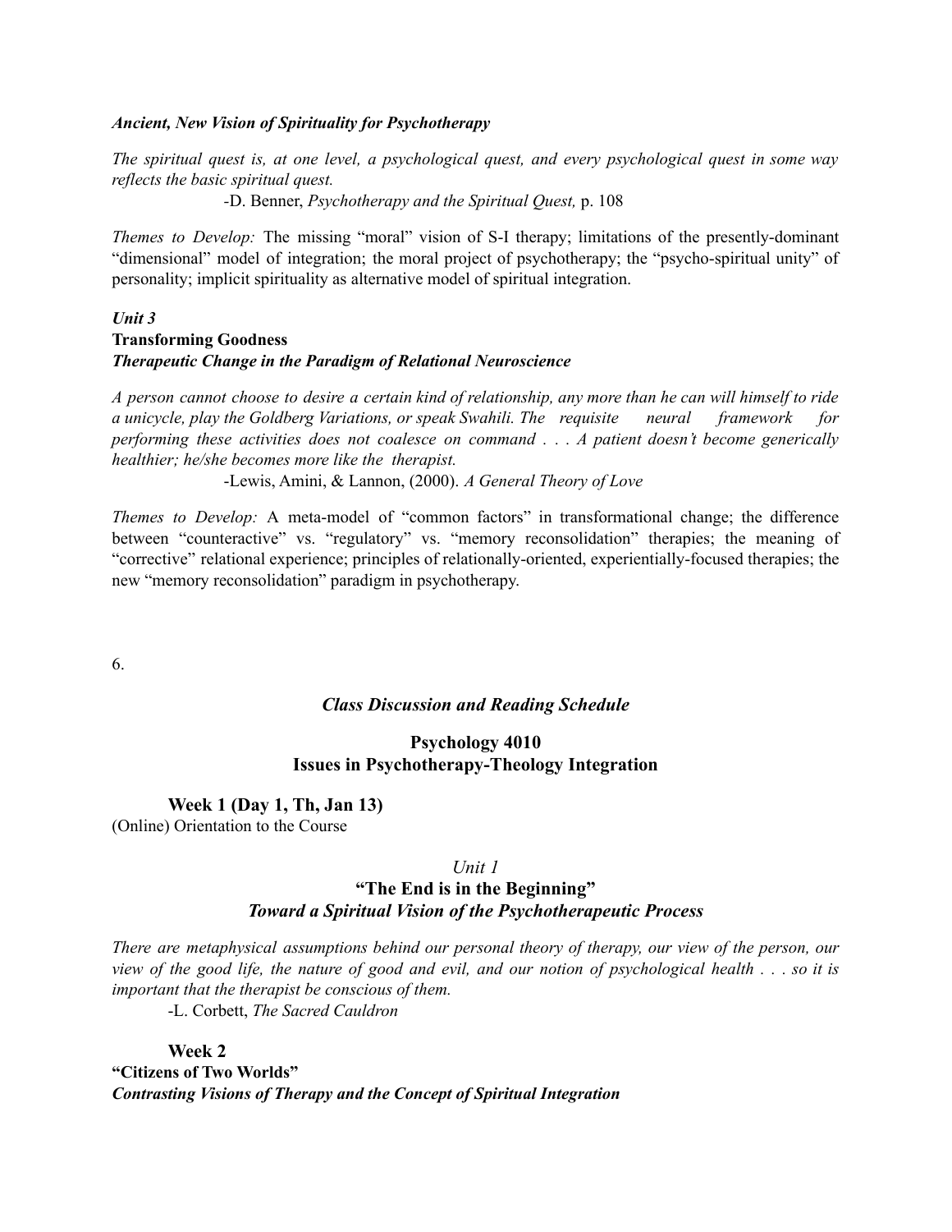***Ancient, New Vision of Spirituality for Psychotherapy***

*The spiritual quest is, at one level, a psychological quest, and every psychological quest in some way reflects the basic spiritual quest.*

-D. Benner, *Psychotherapy and the Spiritual Quest,* p. 108

*Themes to Develop:* The missing "moral" vision of S-I therapy; limitations of the presently-dominant "dimensional" model of integration; the moral project of psychotherapy; the "psycho-spiritual unity" of personality; implicit spirituality as alternative model of spiritual integration.

***Unit 3***

**Transforming Goodness**

***Therapeutic Change in the Paradigm of Relational Neuroscience***

*A person cannot choose to desire a certain kind of relationship, any more than he can will himself to ride a unicycle, play the Goldberg Variations, or speak Swahili. The requisite neural framework for performing these activities does not coalesce on command . . . A patient doesn't become generically healthier; he/she becomes more like the therapist.*

-Lewis, Amini, & Lannon, (2000). *A General Theory of Love*

*Themes to Develop:* A meta-model of "common factors" in transformational change; the difference between "counteractive" vs. "regulatory" vs. "memory reconsolidation" therapies; the meaning of "corrective" relational experience; principles of relationally-oriented, experientially-focused therapies; the new "memory reconsolidation" paradigm in psychotherapy.

6.

***Class Discussion and Reading Schedule***

**Psychology 4010**
**Issues in Psychotherapy-Theology Integration**

**Week 1 (Day 1, Th, Jan 13)**

(Online) Orientation to the Course

*Unit 1*

**"The End is in the Beginning"**

***Toward a Spiritual Vision of the Psychotherapeutic Process***

*There are metaphysical assumptions behind our personal theory of therapy, our view of the person, our view of the good life, the nature of good and evil, and our notion of psychological health . . . so it is important that the therapist be conscious of them.*

-L. Corbett, *The Sacred Cauldron*

**Week 2**

**"Citizens of Two Worlds"**

***Contrasting Visions of Therapy and the Concept of Spiritual Integration***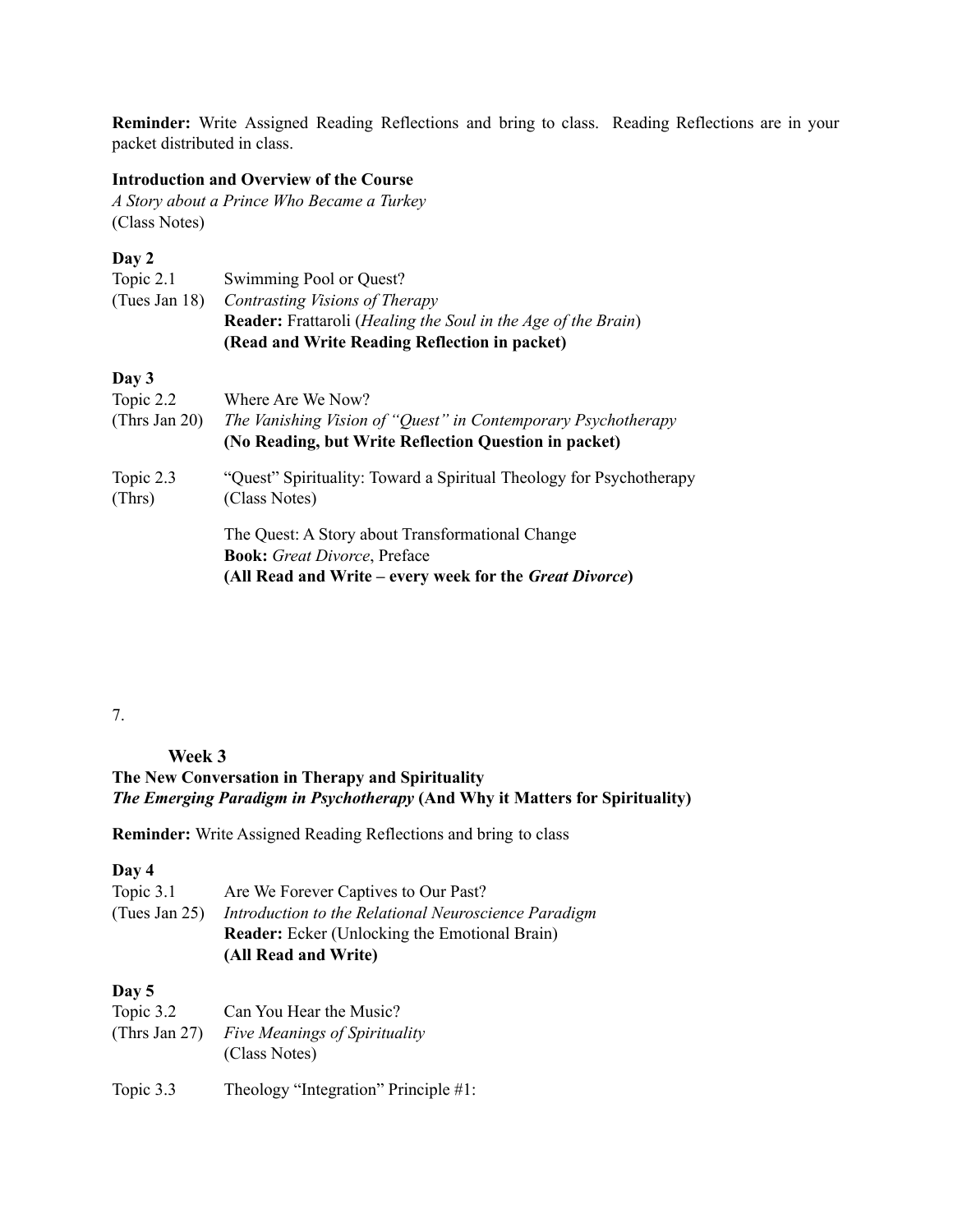**Reminder:** Write Assigned Reading Reflections and bring to class. Reading Reflections are in your packet distributed in class.

**Introduction and Overview of the Course**
*A Story about a Prince Who Became a Turkey*
(Class Notes)

**Day 2**

Topic 2.1 — Swimming Pool or Quest?
(Tues Jan 18) — *Contrasting Visions of Therapy*
**Reader:** Frattaroli (*Healing the Soul in the Age of the Brain*)
**(Read and Write Reading Reflection in packet)**

**Day 3**

Topic 2.2 — Where Are We Now?
(Thrs Jan 20) — *The Vanishing Vision of "Quest" in Contemporary Psychotherapy*
**(No Reading, but Write Reflection Question in packet)**

Topic 2.3 — "Quest" Spirituality: Toward a Spiritual Theology for Psychotherapy
(Thrs) — (Class Notes)

The Quest: A Story about Transformational Change
**Book:** *Great Divorce*, Preface
**(All Read and Write – every week for the *Great Divorce*)**

7.

## Week 3

**The New Conversation in Therapy and Spirituality**
***The Emerging Paradigm in Psychotherapy* (And Why it Matters for Spirituality)**

**Reminder:** Write Assigned Reading Reflections and bring to class

**Day 4**

Topic 3.1 — Are We Forever Captives to Our Past?
(Tues Jan 25) — *Introduction to the Relational Neuroscience Paradigm*
**Reader:** Ecker (Unlocking the Emotional Brain)
**(All Read and Write)**

**Day 5**

Topic 3.2 — Can You Hear the Music?
(Thrs Jan 27) — *Five Meanings of Spirituality*
(Class Notes)

Topic 3.3 — Theology "Integration" Principle #1: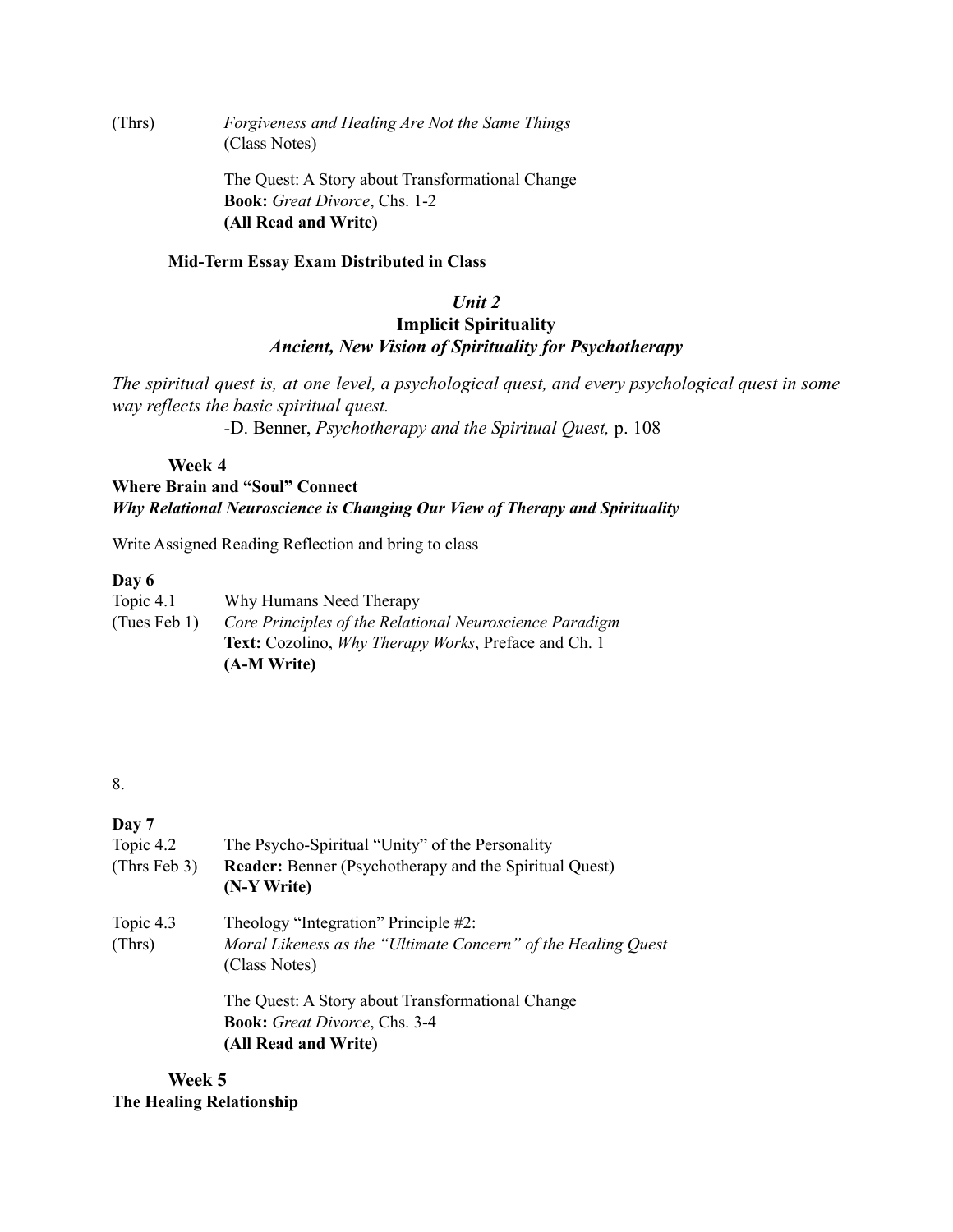(Thrs) *Forgiveness and Healing Are Not the Same Things*
(Class Notes)

The Quest: A Story about Transformational Change
**Book:** *Great Divorce*, Chs. 1-2
**(All Read and Write)**

**Mid-Term Essay Exam Distributed in Class**

## *Unit 2*
## **Implicit Spirituality**
### *Ancient, New Vision of Spirituality for Psychotherapy*

*The spiritual quest is, at one level, a psychological quest, and every psychological quest in some way reflects the basic spiritual quest.*

-D. Benner, *Psychotherapy and the Spiritual Quest,* p. 108

### **Week 4**
**Where Brain and "Soul" Connect**
***Why Relational Neuroscience is Changing Our View of Therapy and Spirituality***

Write Assigned Reading Reflection and bring to class

**Day 6**

Topic 4.1 (Tues Feb 1) Why Humans Need Therapy
*Core Principles of the Relational Neuroscience Paradigm*
**Text:** Cozolino, *Why Therapy Works*, Preface and Ch. 1
**(A-M Write)**

**Day 7**

Topic 4.2 (Thrs Feb 3) The Psycho-Spiritual "Unity" of the Personality
**Reader:** Benner (Psychotherapy and the Spiritual Quest)
**(N-Y Write)**

Topic 4.3 (Thrs) Theology "Integration" Principle #2:
*Moral Likeness as the "Ultimate Concern" of the Healing Quest*
(Class Notes)

The Quest: A Story about Transformational Change
**Book:** *Great Divorce*, Chs. 3-4
**(All Read and Write)**

### **Week 5**
**The Healing Relationship**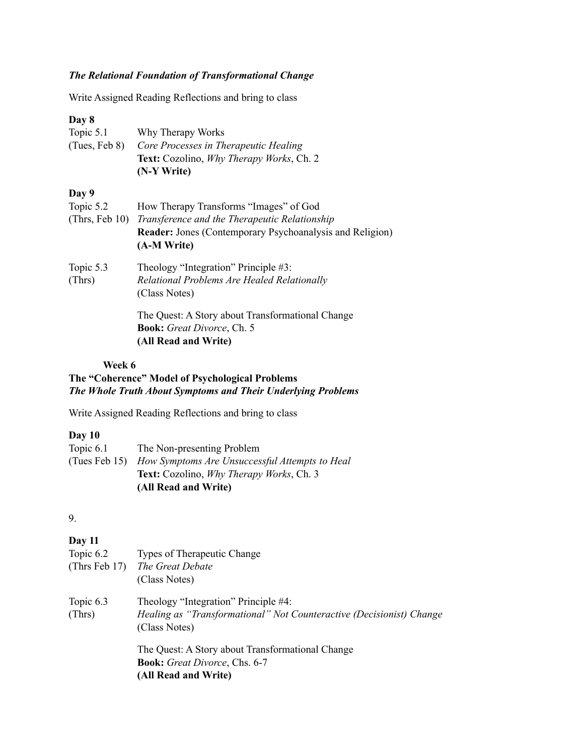***The Relational Foundation of Transformational Change***

Write Assigned Reading Reflections and bring to class

**Day 8**

Topic 5.1 (Tues, Feb 8)
Why Therapy Works
*Core Processes in Therapeutic Healing*
**Text:** Cozolino, *Why Therapy Works*, Ch. 2
**(N-Y Write)**

**Day 9**

Topic 5.2 (Thrs, Feb 10)
How Therapy Transforms "Images" of God
*Transference and the Therapeutic Relationship*
**Reader:** Jones (Contemporary Psychoanalysis and Religion)
**(A-M Write)**

Topic 5.3 (Thrs)
Theology "Integration" Principle #3:
*Relational Problems Are Healed Relationally*
(Class Notes)

The Quest: A Story about Transformational Change
**Book:** *Great Divorce*, Ch. 5
**(All Read and Write)**

**Week 6**

**The "Coherence" Model of Psychological Problems**
***The Whole Truth About Symptoms and Their Underlying Problems***

Write Assigned Reading Reflections and bring to class

**Day 10**

Topic 6.1 (Tues Feb 15)
The Non-presenting Problem
*How Symptoms Are Unsuccessful Attempts to Heal*
**Text:** Cozolino, *Why Therapy Works*, Ch. 3
**(All Read and Write)**

**Day 11**

Topic 6.2 (Thrs Feb 17)
Types of Therapeutic Change
*The Great Debate*
(Class Notes)

Topic 6.3 (Thrs)
Theology "Integration" Principle #4:
*Healing as "Transformational" Not Counteractive (Decisionist) Change*
(Class Notes)

The Quest: A Story about Transformational Change
**Book:** *Great Divorce*, Chs. 6-7
**(All Read and Write)**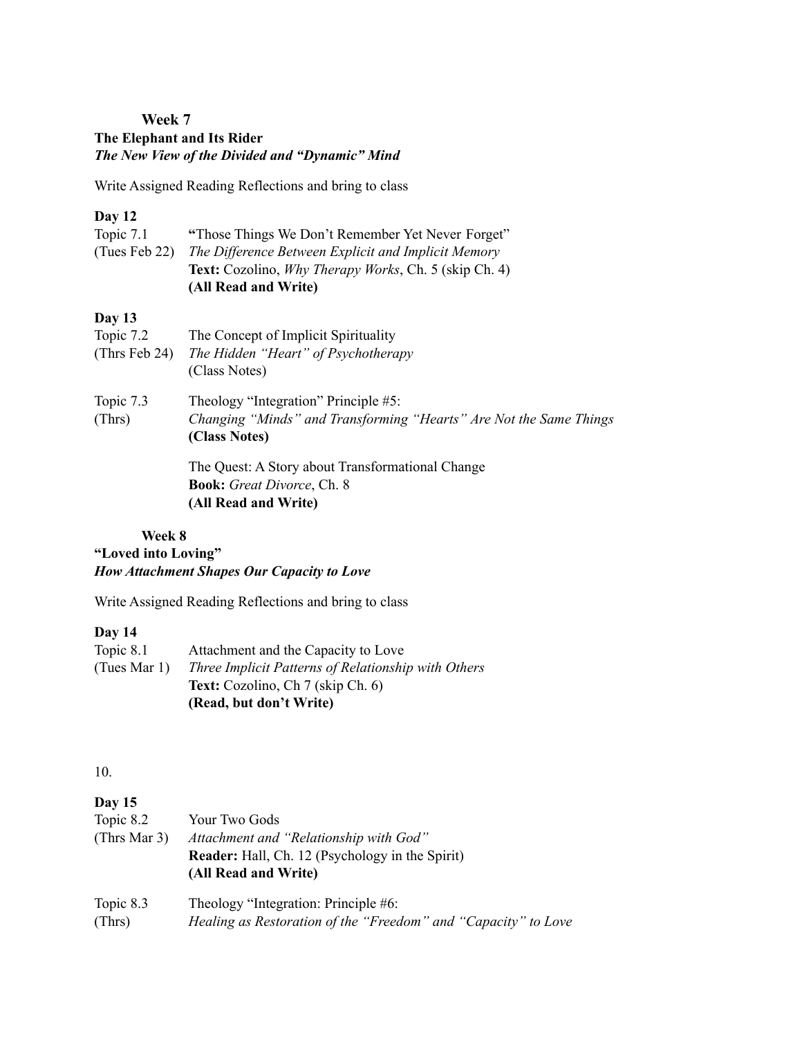### Week 7

**The Elephant and Its Rider**
***The New View of the Divided and "Dynamic" Mind***

Write Assigned Reading Reflections and bring to class

**Day 12**

Topic 7.1 — **"**Those Things We Don't Remember Yet Never Forget"
(Tues Feb 22) — *The Difference Between Explicit and Implicit Memory*
**Text:** Cozolino, *Why Therapy Works*, Ch. 5 (skip Ch. 4)
**(All Read and Write)**

**Day 13**

Topic 7.2 — The Concept of Implicit Spirituality
(Thrs Feb 24) — *The Hidden "Heart" of Psychotherapy*
(Class Notes)

Topic 7.3 — Theology "Integration" Principle #5:
(Thrs) — *Changing "Minds" and Transforming "Hearts" Are Not the Same Things*
**(Class Notes)**

The Quest: A Story about Transformational Change
**Book:** *Great Divorce*, Ch. 8
**(All Read and Write)**

### Week 8

**"Loved into Loving"**
***How Attachment Shapes Our Capacity to Love***

Write Assigned Reading Reflections and bring to class

**Day 14**

Topic 8.1 — Attachment and the Capacity to Love
(Tues Mar 1) — *Three Implicit Patterns of Relationship with Others*
**Text:** Cozolino, Ch 7 (skip Ch. 6)
**(Read, but don't Write)**

10.

**Day 15**

Topic 8.2 — Your Two Gods
(Thrs Mar 3) — *Attachment and "Relationship with God"*
**Reader:** Hall, Ch. 12 (Psychology in the Spirit)
**(All Read and Write)**

Topic 8.3 — Theology "Integration: Principle #6:
(Thrs) — *Healing as Restoration of the "Freedom" and "Capacity" to Love*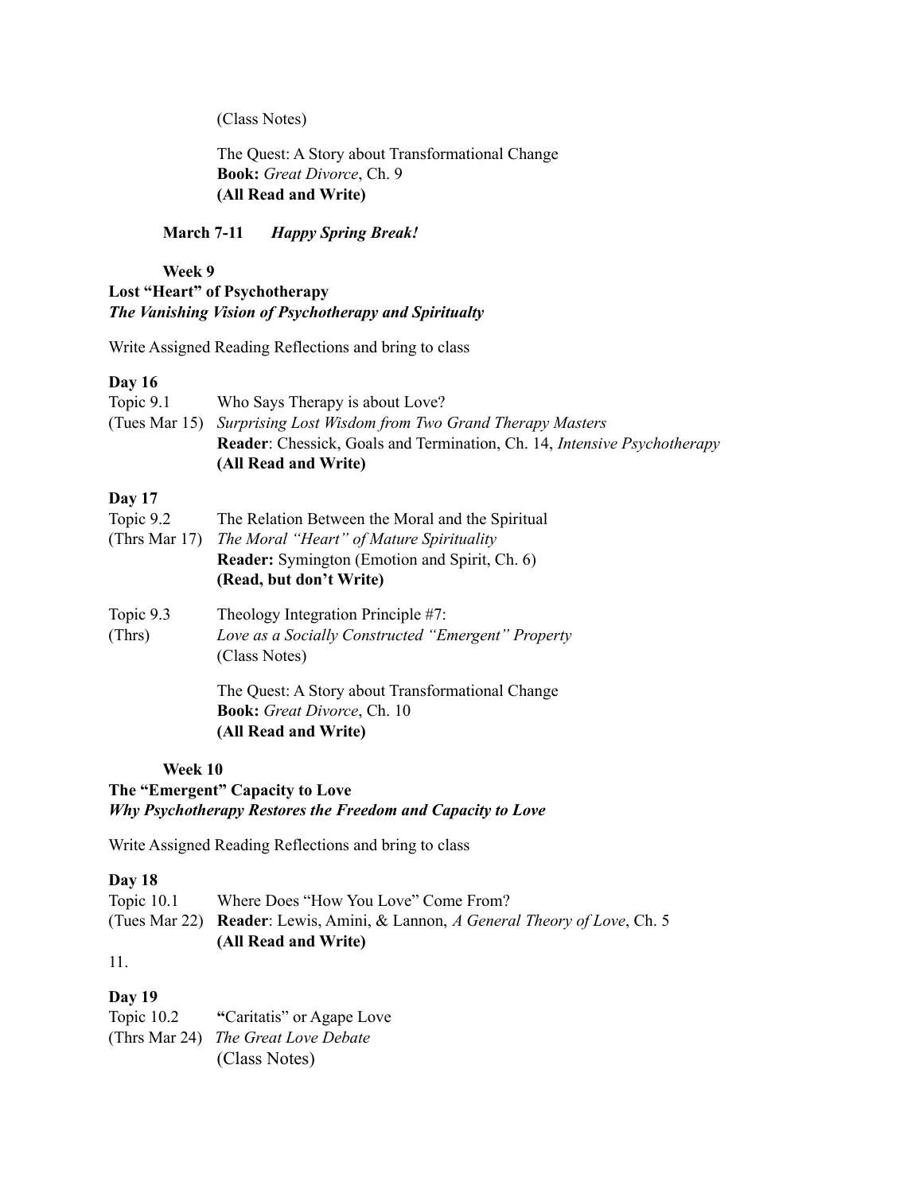(Class Notes)

The Quest: A Story about Transformational Change
**Book:** *Great Divorce*, Ch. 9
**(All Read and Write)**

**March 7-11** ***Happy Spring Break!***

**Week 9**

**Lost "Heart" of Psychotherapy**
***The Vanishing Vision of Psychotherapy and Spiritualty***

Write Assigned Reading Reflections and bring to class

**Day 16**

Topic 9.1 Who Says Therapy is about Love?
(Tues Mar 15) *Surprising Lost Wisdom from Two Grand Therapy Masters*
**Reader**: Chessick, Goals and Termination, Ch. 14, *Intensive Psychotherapy*
**(All Read and Write)**

**Day 17**

Topic 9.2 The Relation Between the Moral and the Spiritual
(Thrs Mar 17) *The Moral "Heart" of Mature Spirituality*
**Reader:** Symington (Emotion and Spirit, Ch. 6)
**(Read, but don't Write)**

Topic 9.3 Theology Integration Principle #7:
(Thrs) *Love as a Socially Constructed "Emergent" Property*
(Class Notes)

The Quest: A Story about Transformational Change
**Book:** *Great Divorce*, Ch. 10
**(All Read and Write)**

**Week 10**

**The "Emergent" Capacity to Love**
***Why Psychotherapy Restores the Freedom and Capacity to Love***

Write Assigned Reading Reflections and bring to class

**Day 18**

Topic 10.1 Where Does "How You Love" Come From?
(Tues Mar 22) **Reader**: Lewis, Amini, & Lannon, *A General Theory of Love*, Ch. 5
**(All Read and Write)**

11.

**Day 19**

Topic 10.2 **"**Caritatis" or Agape Love
(Thrs Mar 24) *The Great Love Debate*
(Class Notes)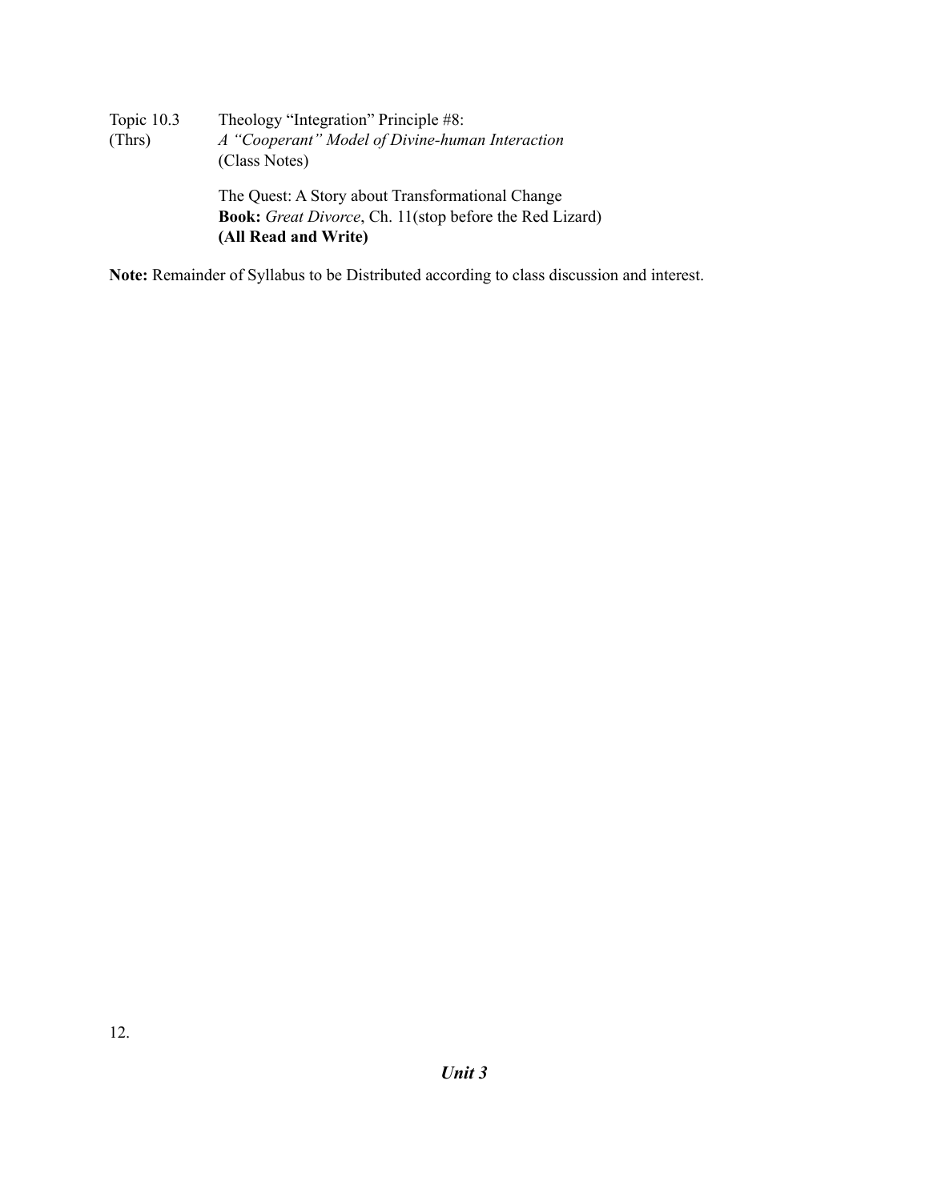| | |
|---|---|
| Topic 10.3 (Thrs) | Theology "Integration" Principle #8: *A "Cooperant" Model of Divine-human Interaction* (Class Notes) |
| | The Quest: A Story about Transformational Change **Book:** *Great Divorce*, Ch. 11(stop before the Red Lizard) **(All Read and Write)** |

**Note:** Remainder of Syllabus to be Distributed according to class discussion and interest.

***Unit 3***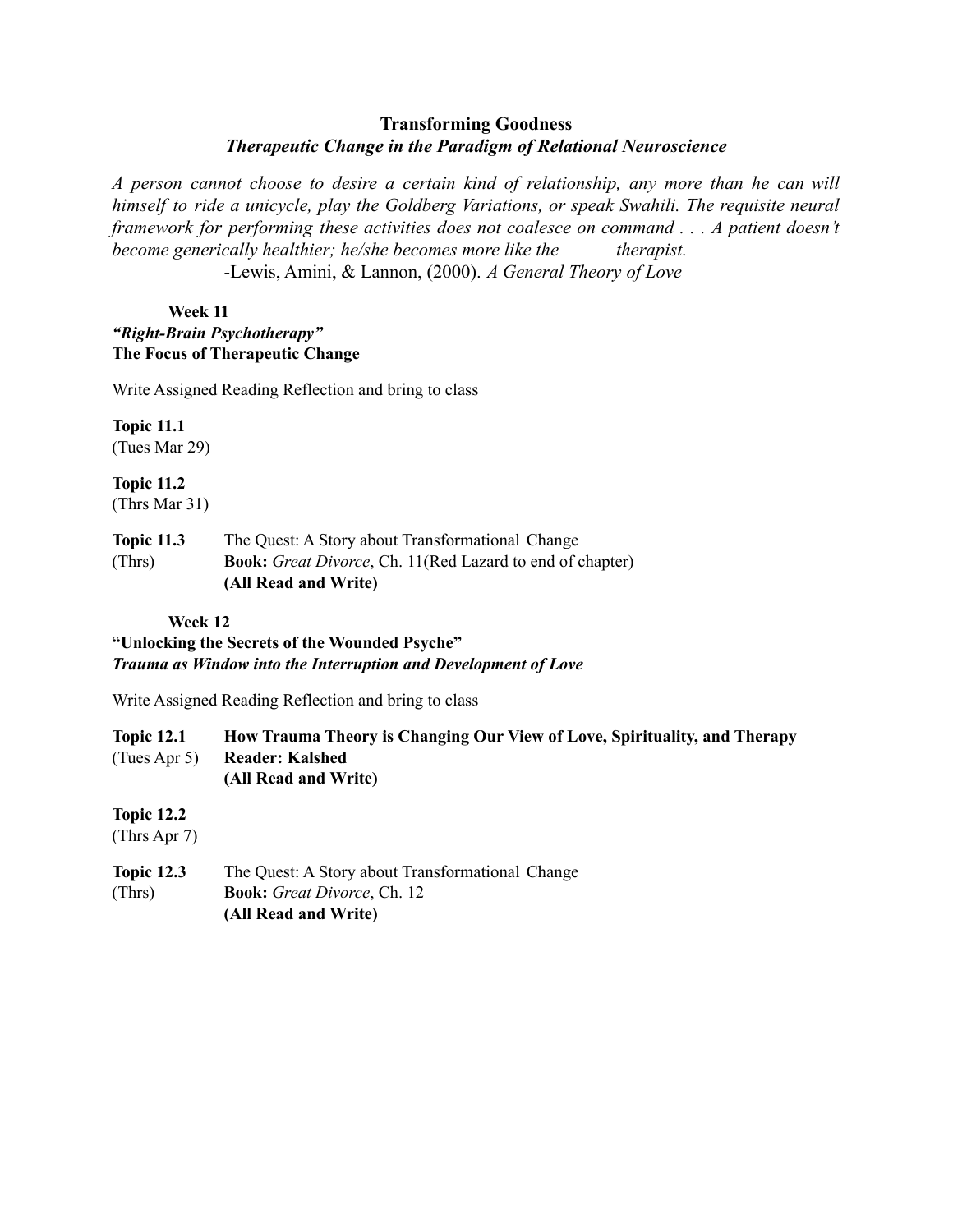# Transforming Goodness
## *Therapeutic Change in the Paradigm of Relational Neuroscience*

*A person cannot choose to desire a certain kind of relationship, any more than he can will himself to ride a unicycle, play the Goldberg Variations, or speak Swahili. The requisite neural framework for performing these activities does not coalesce on command . . . A patient doesn't become generically healthier; he/she becomes more like the therapist.*
-Lewis, Amini, & Lannon, (2000). *A General Theory of Love*

### Week 11
***"Right-Brain Psychotherapy"***
**The Focus of Therapeutic Change**

Write Assigned Reading Reflection and bring to class

**Topic 11.1**
(Tues Mar 29)

**Topic 11.2**
(Thrs Mar 31)

**Topic 11.3** The Quest: A Story about Transformational Change
(Thrs) **Book:** *Great Divorce*, Ch. 11(Red Lazard to end of chapter)
**(All Read and Write)**

### Week 12
**"Unlocking the Secrets of the Wounded Psyche"**
***Trauma as Window into the Interruption and Development of Love***

Write Assigned Reading Reflection and bring to class

**Topic 12.1** **How Trauma Theory is Changing Our View of Love, Spirituality, and Therapy**
(Tues Apr 5) **Reader: Kalshed**
**(All Read and Write)**

**Topic 12.2**
(Thrs Apr 7)

**Topic 12.3** The Quest: A Story about Transformational Change
(Thrs) **Book:** *Great Divorce*, Ch. 12
**(All Read and Write)**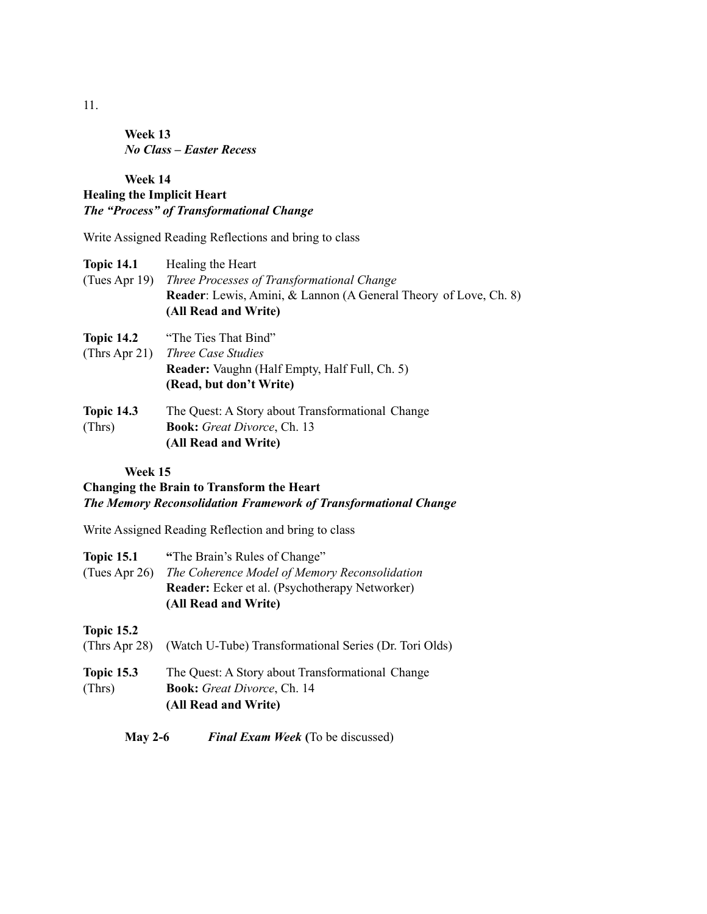11.

**Week 13**
***No Class – Easter Recess***

**Week 14**
**Healing the Implicit Heart**
***The "Process" of Transformational Change***

Write Assigned Reading Reflections and bring to class

| | |
|---|---|
| **Topic 14.1** (Tues Apr 19) | Healing the Heart<br>*Three Processes of Transformational Change*<br>**Reader**: Lewis, Amini, & Lannon (A General Theory of Love, Ch. 8)<br>**(All Read and Write)** |
| **Topic 14.2** (Thrs Apr 21) | "The Ties That Bind"<br>*Three Case Studies*<br>**Reader:** Vaughn (Half Empty, Half Full, Ch. 5)<br>**(Read, but don't Write)** |
| **Topic 14.3** (Thrs) | The Quest: A Story about Transformational Change<br>**Book:** *Great Divorce*, Ch. 13<br>**(All Read and Write)** |

**Week 15**
**Changing the Brain to Transform the Heart**
***The Memory Reconsolidation Framework of Transformational Change***

Write Assigned Reading Reflection and bring to class

| | |
|---|---|
| **Topic 15.1** (Tues Apr 26) | **"**The Brain's Rules of Change"<br>*The Coherence Model of Memory Reconsolidation*<br>**Reader:** Ecker et al. (Psychotherapy Networker)<br>**(All Read and Write)** |
| **Topic 15.2** (Thrs Apr 28) | (Watch U-Tube) Transformational Series (Dr. Tori Olds) |
| **Topic 15.3** (Thrs) | The Quest: A Story about Transformational Change<br>**Book:** *Great Divorce*, Ch. 14<br>**(All Read and Write)** |

**May 2-6** ***Final Exam Week*** **(**To be discussed)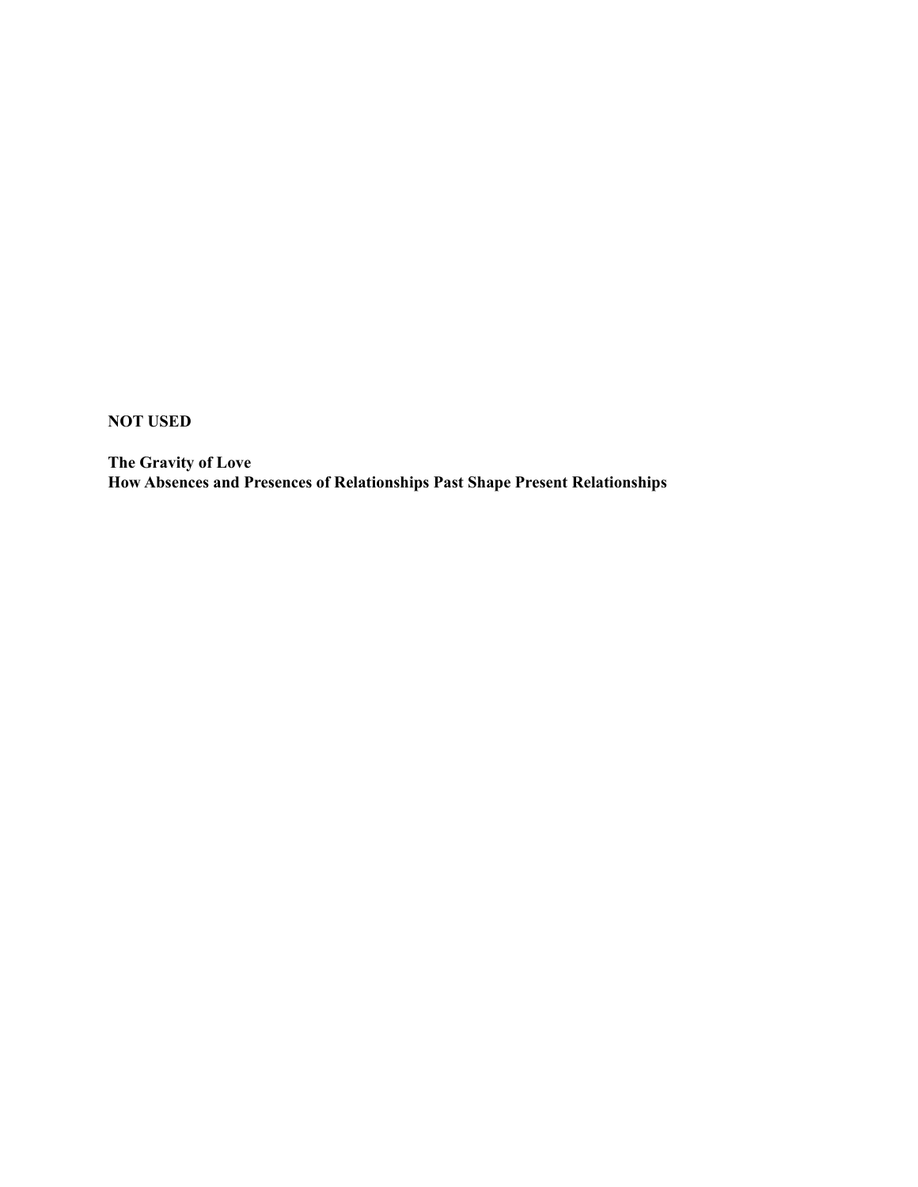**NOT USED**

**The Gravity of Love**
**How Absences and Presences of Relationships Past Shape Present Relationships**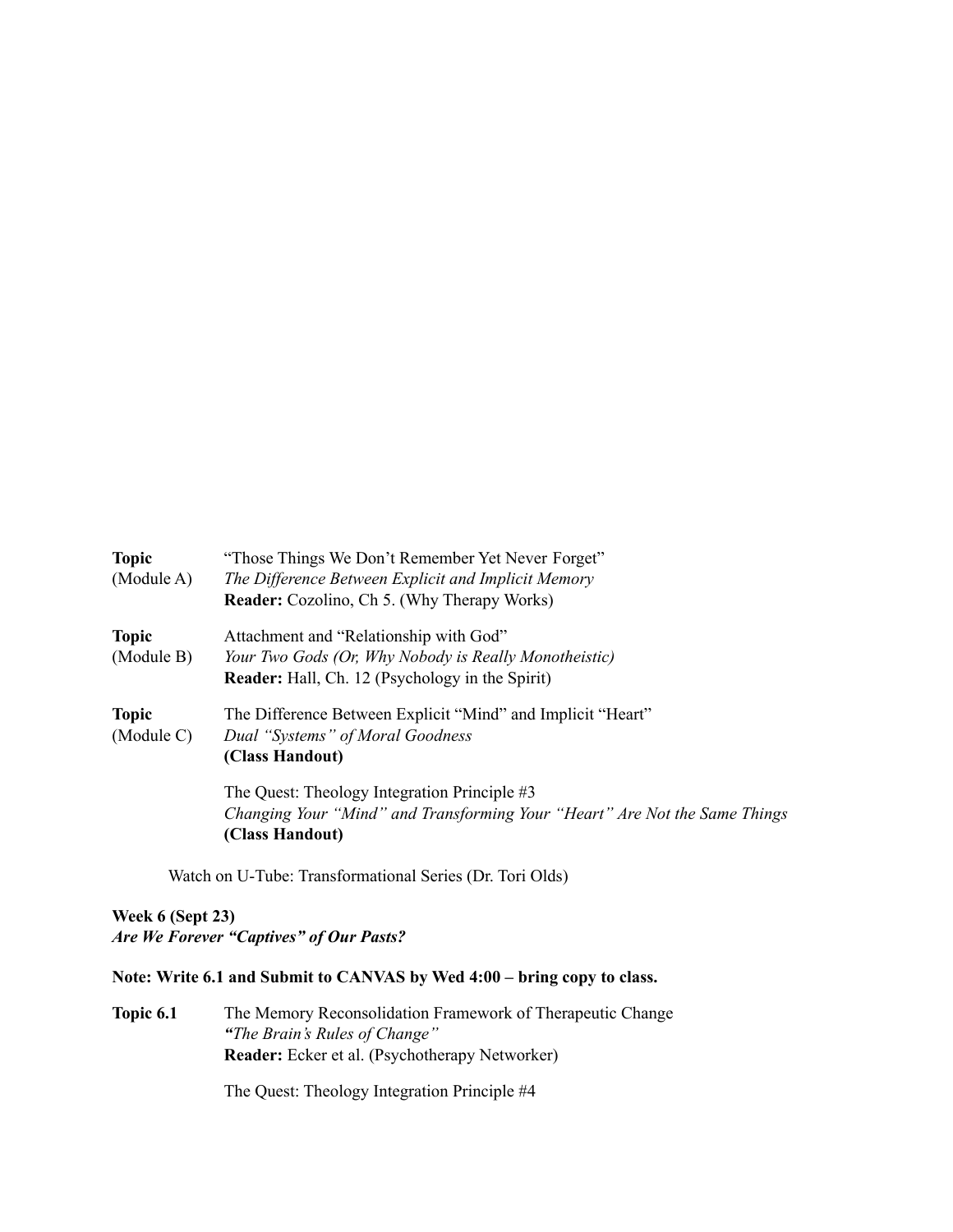**Topic** (Module A) "Those Things We Don't Remember Yet Never Forget"
*The Difference Between Explicit and Implicit Memory*
**Reader:** Cozolino, Ch 5. (Why Therapy Works)

**Topic** (Module B) Attachment and "Relationship with God"
*Your Two Gods (Or, Why Nobody is Really Monotheistic)*
**Reader:** Hall, Ch. 12 (Psychology in the Spirit)

**Topic** (Module C) The Difference Between Explicit "Mind" and Implicit "Heart"
*Dual "Systems" of Moral Goodness*
**(Class Handout)**

The Quest: Theology Integration Principle #3
*Changing Your "Mind" and Transforming Your "Heart" Are Not the Same Things*
**(Class Handout)**

Watch on U-Tube: Transformational Series (Dr. Tori Olds)

**Week 6 (Sept 23)**
***Are We Forever "Captives" of Our Pasts?***

**Note: Write 6.1 and Submit to CANVAS by Wed 4:00 – bring copy to class.**

**Topic 6.1** The Memory Reconsolidation Framework of Therapeutic Change
***"****The Brain's Rules of Change"*
**Reader:** Ecker et al. (Psychotherapy Networker)

The Quest: Theology Integration Principle #4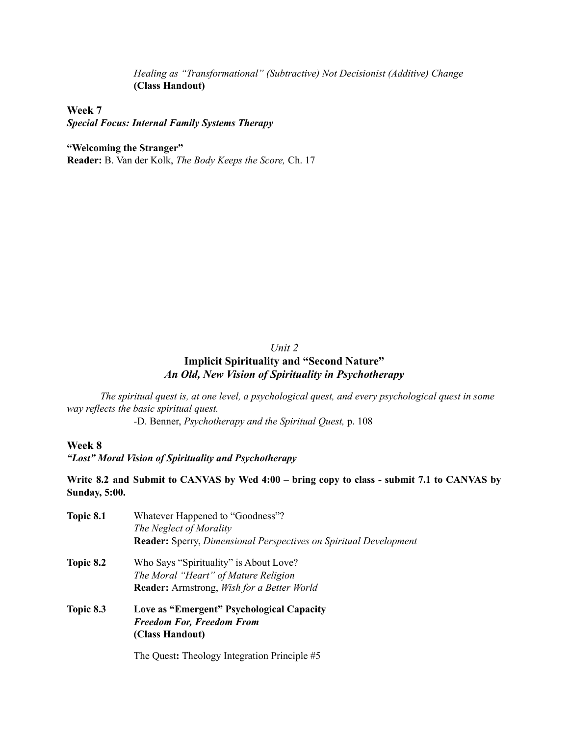*Healing as "Transformational" (Subtractive) Not Decisionist (Additive) Change*
**(Class Handout)**

**Week 7**
***Special Focus: Internal Family Systems Therapy***

**"Welcoming the Stranger"**
**Reader:** B. Van der Kolk, *The Body Keeps the Score,* Ch. 17

*Unit 2*

## Implicit Spirituality and "Second Nature"
### *An Old, New Vision of Spirituality in Psychotherapy*

*The spiritual quest is, at one level, a psychological quest, and every psychological quest in some way reflects the basic spiritual quest.*
-D. Benner, *Psychotherapy and the Spiritual Quest,* p. 108

**Week 8**
***"Lost" Moral Vision of Spirituality and Psychotherapy***

**Write 8.2 and Submit to CANVAS by Wed 4:00 – bring copy to class - submit 7.1 to CANVAS by Sunday, 5:00.**

**Topic 8.1** Whatever Happened to "Goodness"?
*The Neglect of Morality*
**Reader:** Sperry, *Dimensional Perspectives on Spiritual Development*

**Topic 8.2** Who Says "Spirituality" is About Love?
*The Moral "Heart" of Mature Religion*
**Reader:** Armstrong, *Wish for a Better World*

**Topic 8.3** **Love as "Emergent" Psychological Capacity**
***Freedom For, Freedom From***
**(Class Handout)**

The Quest**:** Theology Integration Principle #5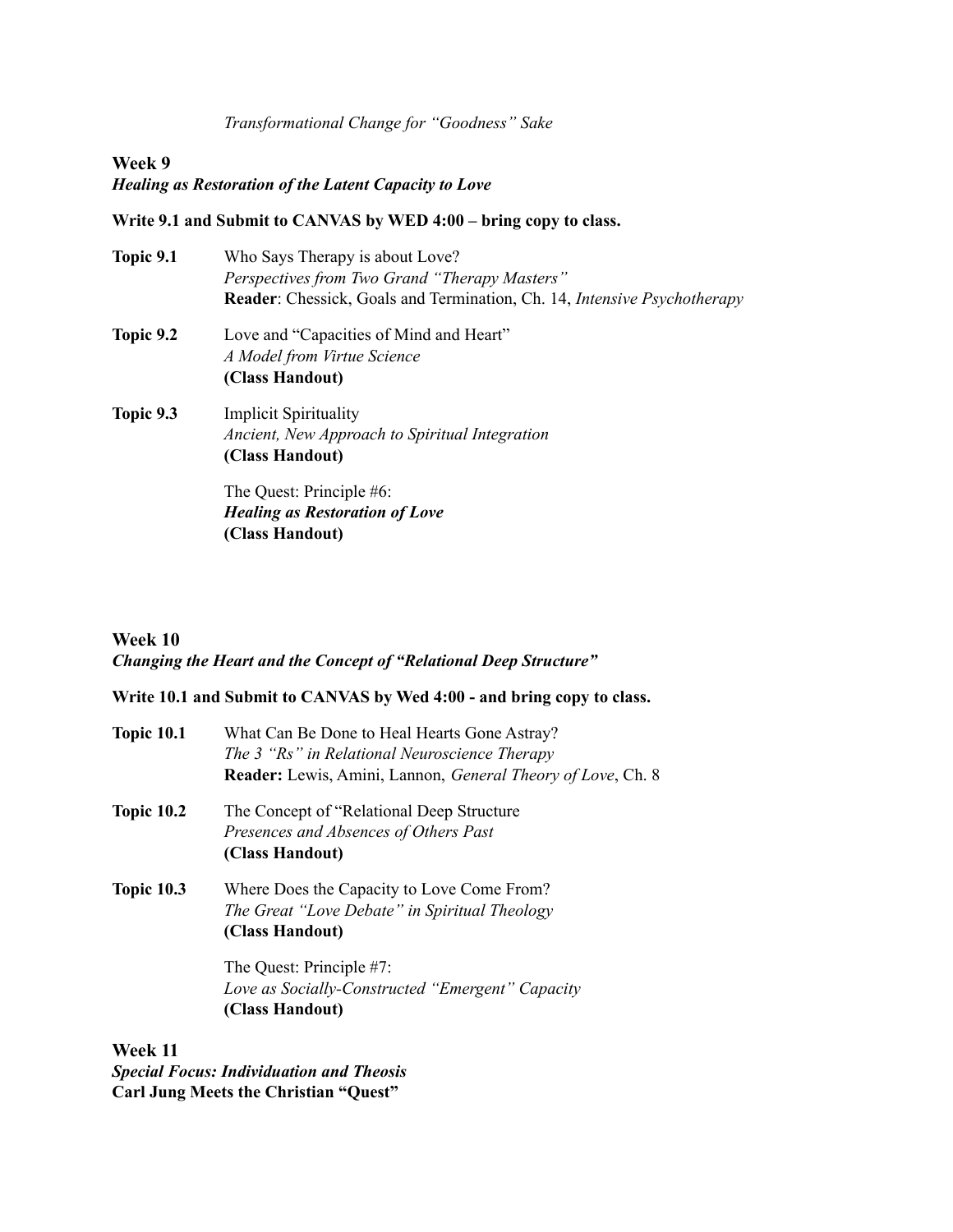*Transformational Change for "Goodness" Sake*

## Week 9

***Healing as Restoration of the Latent Capacity to Love***

**Write 9.1 and Submit to CANVAS by WED 4:00 – bring copy to class.**

**Topic 9.1** Who Says Therapy is about Love?
*Perspectives from Two Grand "Therapy Masters"*
**Reader**: Chessick, Goals and Termination, Ch. 14, *Intensive Psychotherapy*

**Topic 9.2** Love and "Capacities of Mind and Heart"
*A Model from Virtue Science*
**(Class Handout)**

**Topic 9.3** Implicit Spirituality
*Ancient, New Approach to Spiritual Integration*
**(Class Handout)**

The Quest: Principle #6:
***Healing as Restoration of Love***
**(Class Handout)**

## Week 10

***Changing the Heart and the Concept of "Relational Deep Structure"***

**Write 10.1 and Submit to CANVAS by Wed 4:00 - and bring copy to class.**

**Topic 10.1** What Can Be Done to Heal Hearts Gone Astray?
*The 3 "Rs" in Relational Neuroscience Therapy*
**Reader:** Lewis, Amini, Lannon, *General Theory of Love*, Ch. 8

**Topic 10.2** The Concept of "Relational Deep Structure
*Presences and Absences of Others Past*
**(Class Handout)**

**Topic 10.3** Where Does the Capacity to Love Come From?
*The Great "Love Debate" in Spiritual Theology*
**(Class Handout)**

The Quest: Principle #7:
*Love as Socially-Constructed "Emergent" Capacity*
**(Class Handout)**

## Week 11

***Special Focus: Individuation and Theosis***
**Carl Jung Meets the Christian "Quest"**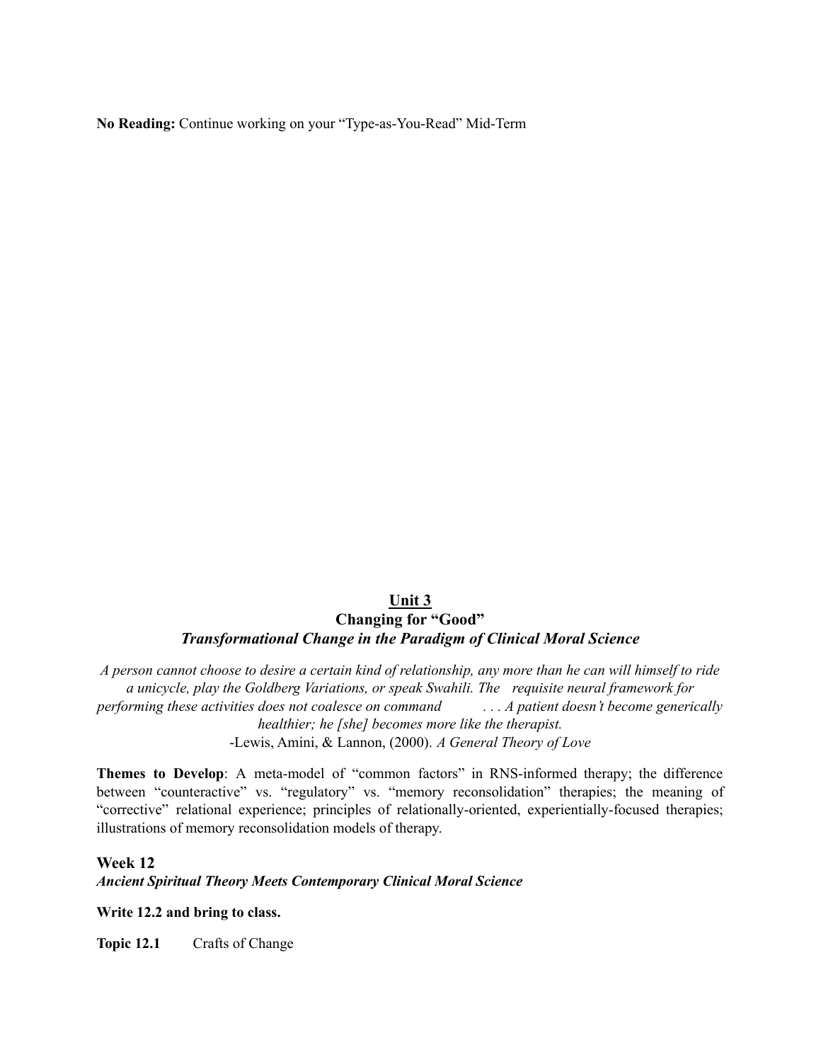**No Reading:** Continue working on your "Type-as-You-Read" Mid-Term

## Unit 3
## Changing for "Good"
### *Transformational Change in the Paradigm of Clinical Moral Science*

*A person cannot choose to desire a certain kind of relationship, any more than he can will himself to ride a unicycle, play the Goldberg Variations, or speak Swahili. The requisite neural framework for performing these activities does not coalesce on command . . . A patient doesn't become generically healthier; he [she] becomes more like the therapist.*
-Lewis, Amini, & Lannon, (2000). *A General Theory of Love*

**Themes to Develop**: A meta-model of "common factors" in RNS-informed therapy; the difference between "counteractive" vs. "regulatory" vs. "memory reconsolidation" therapies; the meaning of "corrective" relational experience; principles of relationally-oriented, experientially-focused therapies; illustrations of memory reconsolidation models of therapy.

**Week 12**
***Ancient Spiritual Theory Meets Contemporary Clinical Moral Science***

**Write 12.2 and bring to class.**

**Topic 12.1** Crafts of Change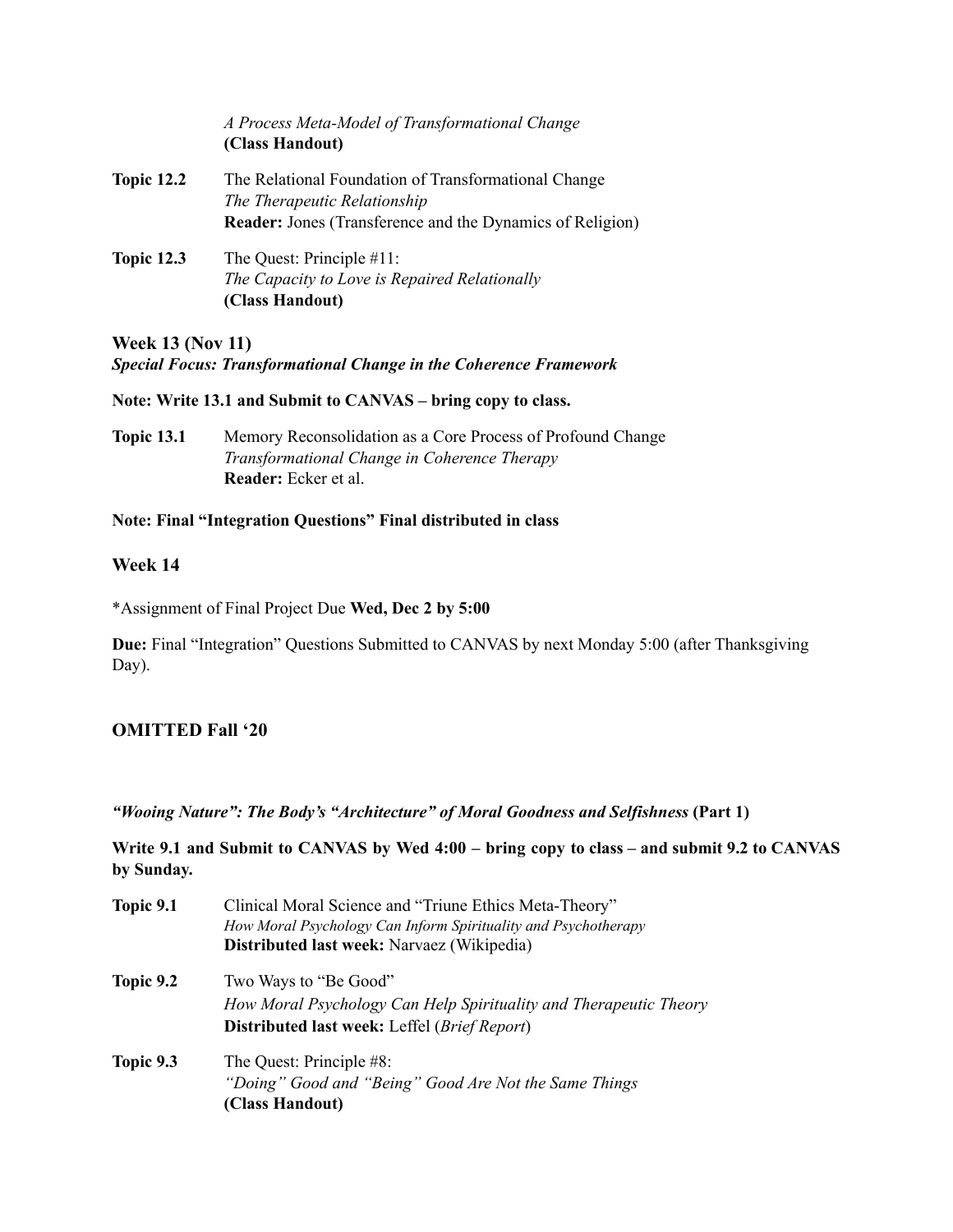*A Process Meta-Model of Transformational Change*
**(Class Handout)**

**Topic 12.2** The Relational Foundation of Transformational Change
*The Therapeutic Relationship*
**Reader:** Jones (Transference and the Dynamics of Religion)

**Topic 12.3** The Quest: Principle #11:
*The Capacity to Love is Repaired Relationally*
**(Class Handout)**

### Week 13 (Nov 11)

***Special Focus: Transformational Change in the Coherence Framework***

**Note: Write 13.1 and Submit to CANVAS – bring copy to class.**

**Topic 13.1** Memory Reconsolidation as a Core Process of Profound Change
*Transformational Change in Coherence Therapy*
**Reader:** Ecker et al.

**Note: Final "Integration Questions" Final distributed in class**

### Week 14

*Assignment of Final Project Due **Wed, Dec 2 by 5:00**

**Due:** Final "Integration" Questions Submitted to CANVAS by next Monday 5:00 (after Thanksgiving Day).

### OMITTED Fall '20

***"Wooing Nature": The Body's "Architecture" of Moral Goodness and Selfishness* (Part 1)**

**Write 9.1 and Submit to CANVAS by Wed 4:00 – bring copy to class – and submit 9.2 to CANVAS by Sunday.**

**Topic 9.1** Clinical Moral Science and "Triune Ethics Meta-Theory"
*How Moral Psychology Can Inform Spirituality and Psychotherapy*
**Distributed last week:** Narvaez (Wikipedia)

**Topic 9.2** Two Ways to "Be Good"
*How Moral Psychology Can Help Spirituality and Therapeutic Theory*
**Distributed last week:** Leffel (*Brief Report*)

**Topic 9.3** The Quest: Principle #8:
*"Doing" Good and "Being" Good Are Not the Same Things*
**(Class Handout)**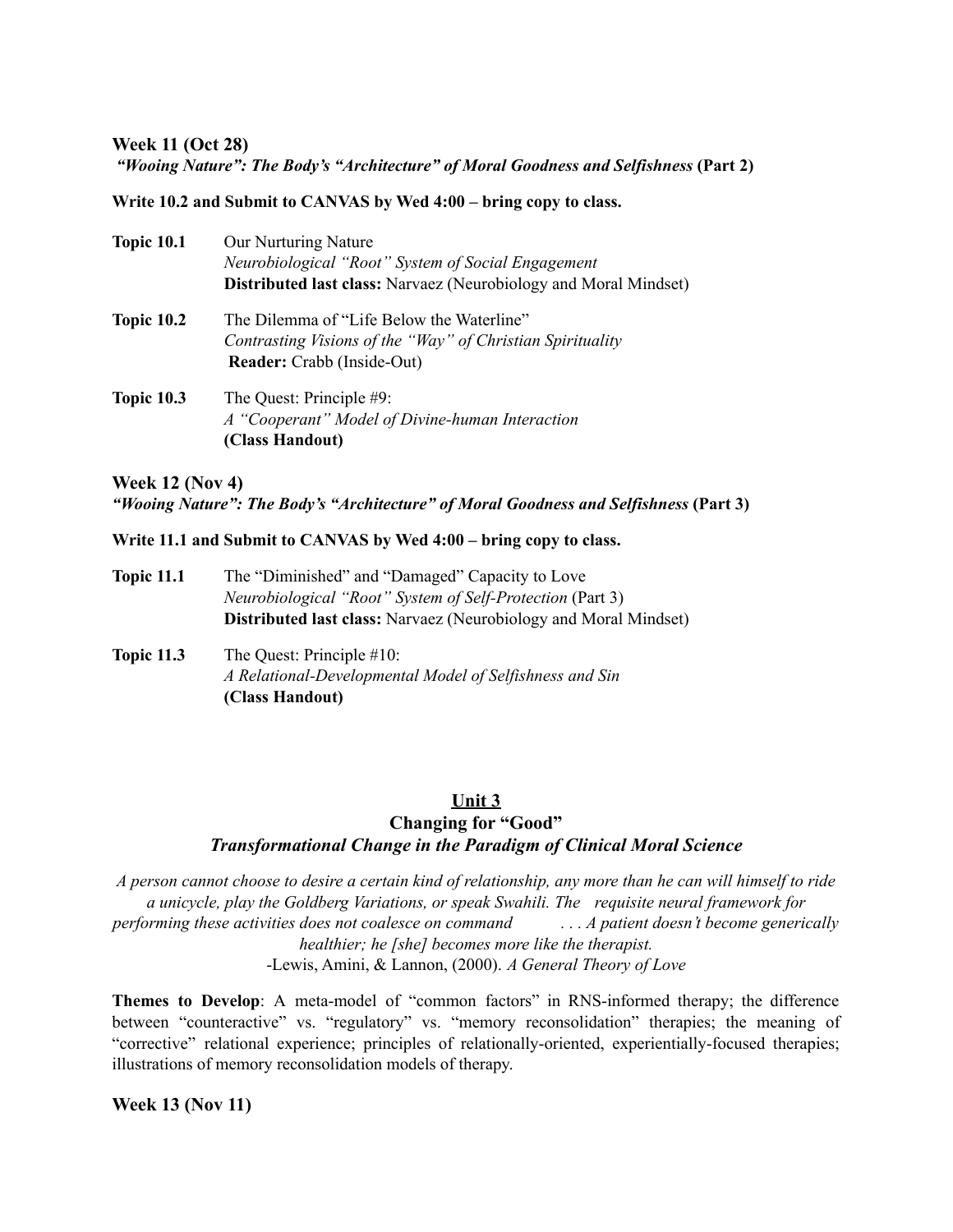**Week 11 (Oct 28)**
***"Wooing Nature": The Body's "Architecture" of Moral Goodness and Selfishness* (Part 2)**

**Write 10.2 and Submit to CANVAS by Wed 4:00 – bring copy to class.**

**Topic 10.1** Our Nurturing Nature
*Neurobiological "Root" System of Social Engagement*
**Distributed last class:** Narvaez (Neurobiology and Moral Mindset)

**Topic 10.2** The Dilemma of "Life Below the Waterline"
*Contrasting Visions of the "Way" of Christian Spirituality*
**Reader:** Crabb (Inside-Out)

**Topic 10.3** The Quest: Principle #9:
*A "Cooperant" Model of Divine-human Interaction*
**(Class Handout)**

**Week 12 (Nov 4)**
***"Wooing Nature": The Body's "Architecture" of Moral Goodness and Selfishness* (Part 3)**

**Write 11.1 and Submit to CANVAS by Wed 4:00 – bring copy to class.**

**Topic 11.1** The "Diminished" and "Damaged" Capacity to Love
*Neurobiological "Root" System of Self-Protection* (Part 3)
**Distributed last class:** Narvaez (Neurobiology and Moral Mindset)

**Topic 11.3** The Quest: Principle #10:
*A Relational-Developmental Model of Selfishness and Sin*
**(Class Handout)**

## Unit 3
### Changing for "Good"
### *Transformational Change in the Paradigm of Clinical Moral Science*

*A person cannot choose to desire a certain kind of relationship, any more than he can will himself to ride a unicycle, play the Goldberg Variations, or speak Swahili. The requisite neural framework for performing these activities does not coalesce on command . . . A patient doesn't become generically healthier; he [she] becomes more like the therapist.*
-Lewis, Amini, & Lannon, (2000). *A General Theory of Love*

**Themes to Develop**: A meta-model of "common factors" in RNS-informed therapy; the difference between "counteractive" vs. "regulatory" vs. "memory reconsolidation" therapies; the meaning of "corrective" relational experience; principles of relationally-oriented, experientially-focused therapies; illustrations of memory reconsolidation models of therapy.

**Week 13 (Nov 11)**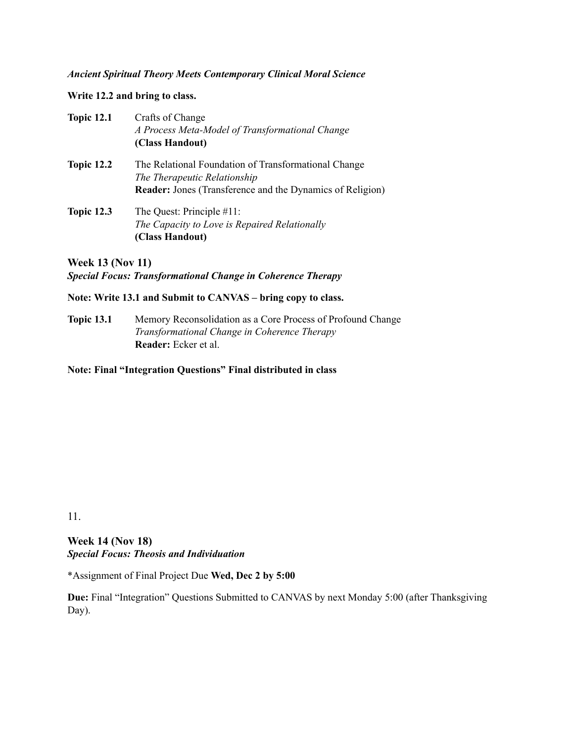***Ancient Spiritual Theory Meets Contemporary Clinical Moral Science***

**Write 12.2 and bring to class.**

**Topic 12.1** Crafts of Change
*A Process Meta-Model of Transformational Change*
**(Class Handout)**

**Topic 12.2** The Relational Foundation of Transformational Change
*The Therapeutic Relationship*
**Reader:** Jones (Transference and the Dynamics of Religion)

**Topic 12.3** The Quest: Principle #11:
*The Capacity to Love is Repaired Relationally*
**(Class Handout)**

### Week 13 (Nov 11)
***Special Focus: Transformational Change in Coherence Therapy***

**Note: Write 13.1 and Submit to CANVAS – bring copy to class.**

**Topic 13.1** Memory Reconsolidation as a Core Process of Profound Change
*Transformational Change in Coherence Therapy*
**Reader:** Ecker et al.

**Note: Final "Integration Questions" Final distributed in class**

### Week 14 (Nov 18)
***Special Focus: Theosis and Individuation***

*Assignment of Final Project Due **Wed, Dec 2 by 5:00**

**Due:** Final "Integration" Questions Submitted to CANVAS by next Monday 5:00 (after Thanksgiving Day).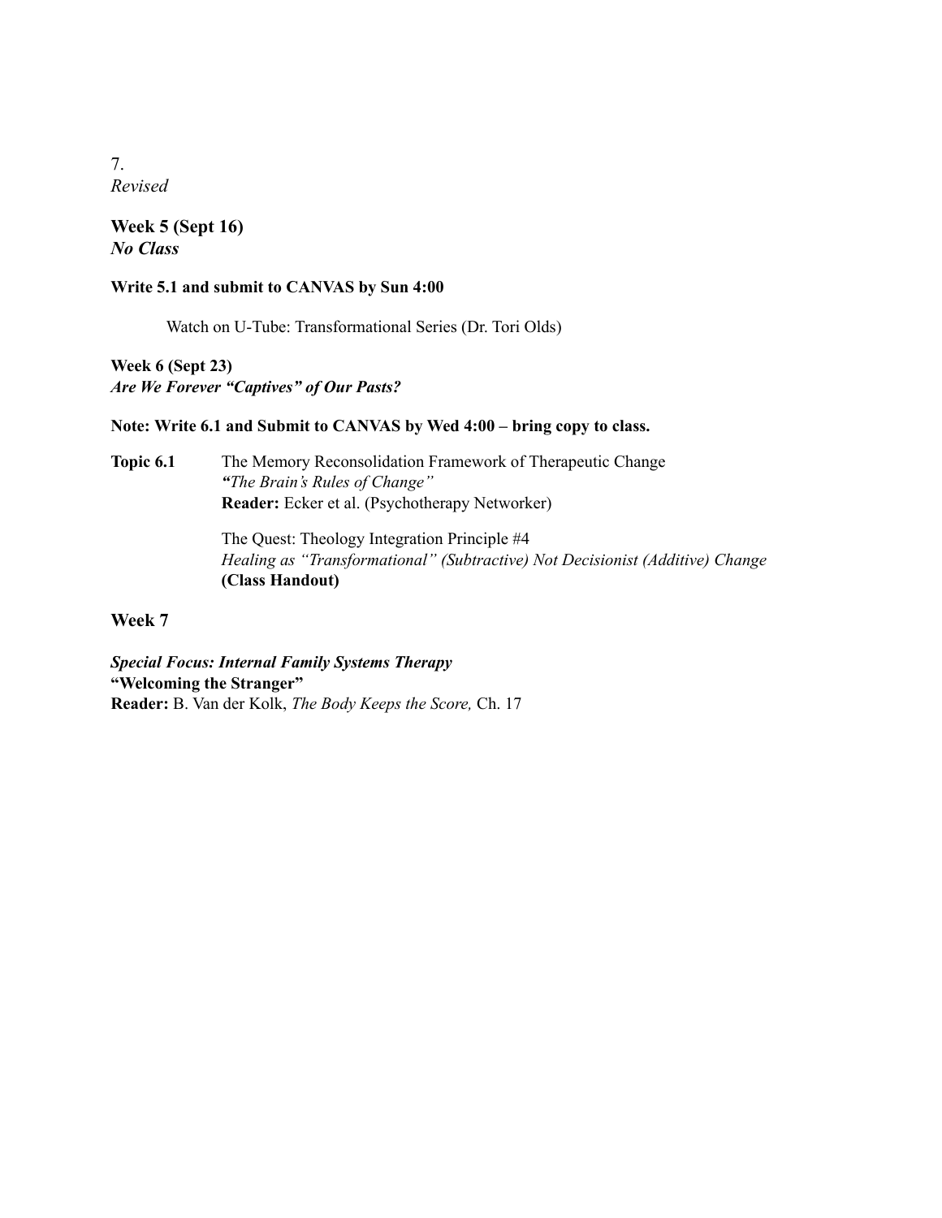7.
*Revised*

**Week 5 (Sept 16)**
***No Class***

**Write 5.1 and submit to CANVAS by Sun 4:00**

Watch on U-Tube: Transformational Series (Dr. Tori Olds)

**Week 6 (Sept 23)**
***Are We Forever "Captives" of Our Pasts?***

**Note: Write 6.1 and Submit to CANVAS by Wed 4:00 – bring copy to class.**

**Topic 6.1** The Memory Reconsolidation Framework of Therapeutic Change
*"The Brain's Rules of Change"*
**Reader:** Ecker et al. (Psychotherapy Networker)

The Quest: Theology Integration Principle #4
*Healing as "Transformational" (Subtractive) Not Decisionist (Additive) Change*
**(Class Handout)**

**Week 7**

***Special Focus: Internal Family Systems Therapy***
**"Welcoming the Stranger"**
**Reader:** B. Van der Kolk, *The Body Keeps the Score,* Ch. 17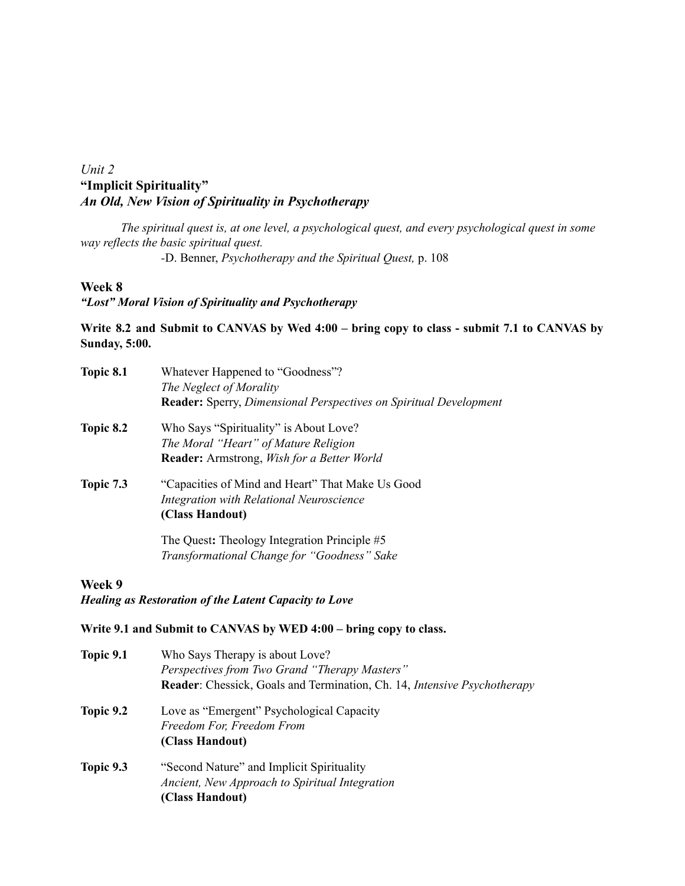*Unit 2*

## "Implicit Spirituality"

### *An Old, New Vision of Spirituality in Psychotherapy*

*The spiritual quest is, at one level, a psychological quest, and every psychological quest in some way reflects the basic spiritual quest.*

-D. Benner, *Psychotherapy and the Spiritual Quest,* p. 108

### Week 8

***"Lost" Moral Vision of Spirituality and Psychotherapy***

**Write 8.2 and Submit to CANVAS by Wed 4:00 – bring copy to class - submit 7.1 to CANVAS by Sunday, 5:00.**

**Topic 8.1** Whatever Happened to "Goodness"?
*The Neglect of Morality*
**Reader:** Sperry, *Dimensional Perspectives on Spiritual Development*

**Topic 8.2** Who Says "Spirituality" is About Love?
*The Moral "Heart" of Mature Religion*
**Reader:** Armstrong, *Wish for a Better World*

**Topic 7.3** "Capacities of Mind and Heart" That Make Us Good
*Integration with Relational Neuroscience*
**(Class Handout)**

The Quest**:** Theology Integration Principle #5
*Transformational Change for "Goodness" Sake*

### Week 9

***Healing as Restoration of the Latent Capacity to Love***

**Write 9.1 and Submit to CANVAS by WED 4:00 – bring copy to class.**

**Topic 9.1** Who Says Therapy is about Love?
*Perspectives from Two Grand "Therapy Masters"*
**Reader**: Chessick, Goals and Termination, Ch. 14, *Intensive Psychotherapy*

**Topic 9.2** Love as "Emergent" Psychological Capacity
*Freedom For, Freedom From*
**(Class Handout)**

**Topic 9.3** "Second Nature" and Implicit Spirituality
*Ancient, New Approach to Spiritual Integration*
**(Class Handout)**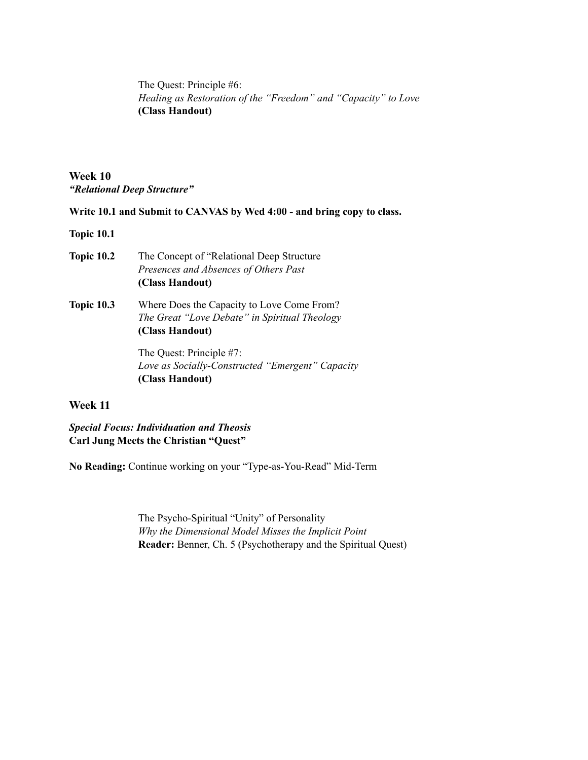The Quest: Principle #6:
*Healing as Restoration of the "Freedom" and "Capacity" to Love*
**(Class Handout)**

**Week 10**
***"Relational Deep Structure"***

**Write 10.1 and Submit to CANVAS by Wed 4:00 - and bring copy to class.**

**Topic 10.1**

**Topic 10.2** The Concept of "Relational Deep Structure
*Presences and Absences of Others Past*
**(Class Handout)**

**Topic 10.3** Where Does the Capacity to Love Come From?
*The Great "Love Debate" in Spiritual Theology*
**(Class Handout)**

The Quest: Principle #7:
*Love as Socially-Constructed "Emergent" Capacity*
**(Class Handout)**

**Week 11**

***Special Focus: Individuation and Theosis***
**Carl Jung Meets the Christian "Quest"**

**No Reading:** Continue working on your "Type-as-You-Read" Mid-Term

The Psycho-Spiritual "Unity" of Personality
*Why the Dimensional Model Misses the Implicit Point*
**Reader:** Benner, Ch. 5 (Psychotherapy and the Spiritual Quest)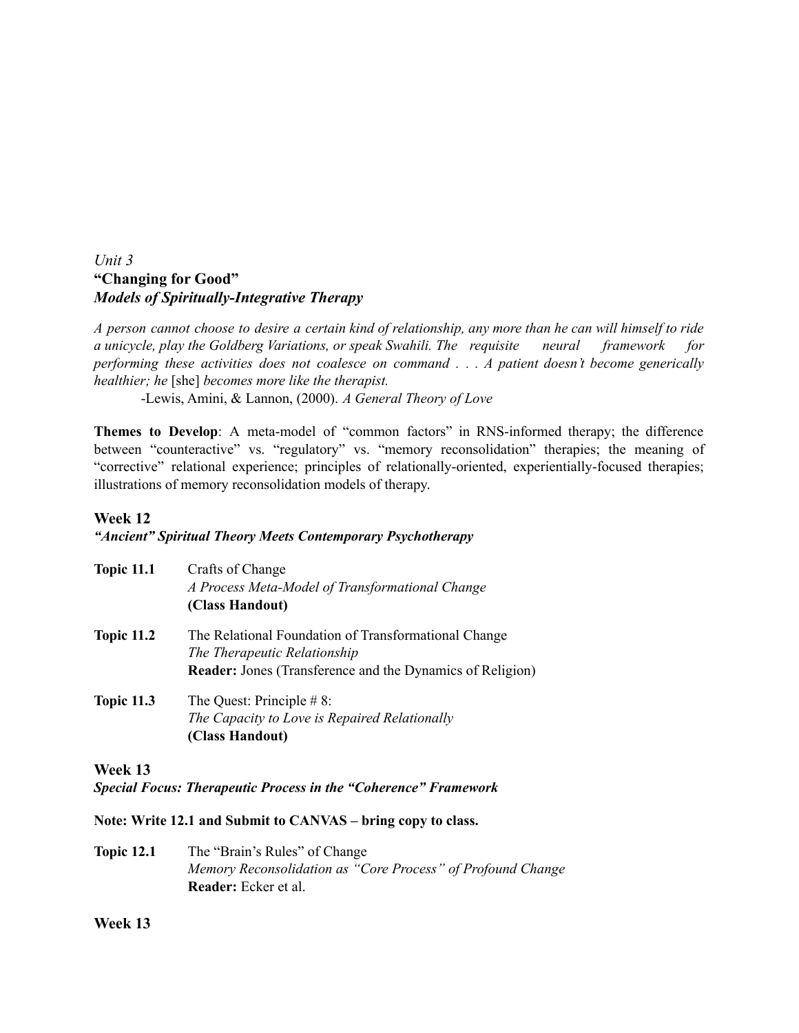*Unit 3*

**"Changing for Good"**

***Models of Spiritually-Integrative Therapy***

*A person cannot choose to desire a certain kind of relationship, any more than he can will himself to ride a unicycle, play the Goldberg Variations, or speak Swahili. The requisite neural framework for performing these activities does not coalesce on command . . . A patient doesn't become generically healthier; he* [she] *becomes more like the therapist.*

-Lewis, Amini, & Lannon, (2000). *A General Theory of Love*

**Themes to Develop**: A meta-model of "common factors" in RNS-informed therapy; the difference between "counteractive" vs. "regulatory" vs. "memory reconsolidation" therapies; the meaning of "corrective" relational experience; principles of relationally-oriented, experientially-focused therapies; illustrations of memory reconsolidation models of therapy.

**Week 12**

***"Ancient" Spiritual Theory Meets Contemporary Psychotherapy***

**Topic 11.1** Crafts of Change
*A Process Meta-Model of Transformational Change*
**(Class Handout)**

**Topic 11.2** The Relational Foundation of Transformational Change
*The Therapeutic Relationship*
**Reader:** Jones (Transference and the Dynamics of Religion)

**Topic 11.3** The Quest: Principle # 8:
*The Capacity to Love is Repaired Relationally*
**(Class Handout)**

**Week 13**

***Special Focus: Therapeutic Process in the "Coherence" Framework***

**Note: Write 12.1 and Submit to CANVAS – bring copy to class.**

**Topic 12.1** The "Brain's Rules" of Change
*Memory Reconsolidation as "Core Process" of Profound Change*
**Reader:** Ecker et al.

**Week 13**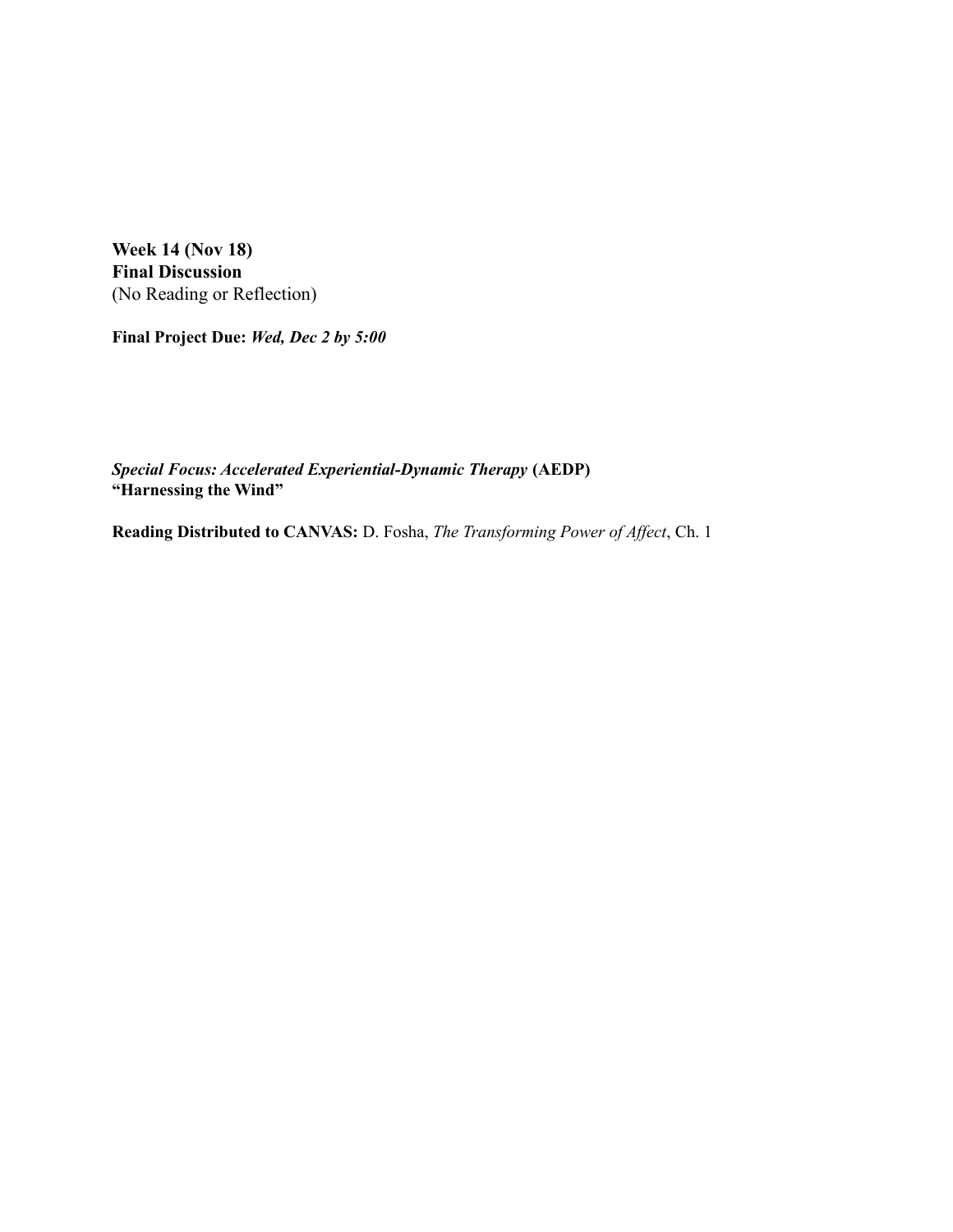**Week 14 (Nov 18)**
**Final Discussion**
(No Reading or Reflection)

**Final Project Due:** ***Wed, Dec 2 by 5:00***

***Special Focus: Accelerated Experiential-Dynamic Therapy*** **(AEDP)**
**"Harnessing the Wind"**

**Reading Distributed to CANVAS:** D. Fosha, *The Transforming Power of Affect*, Ch. 1